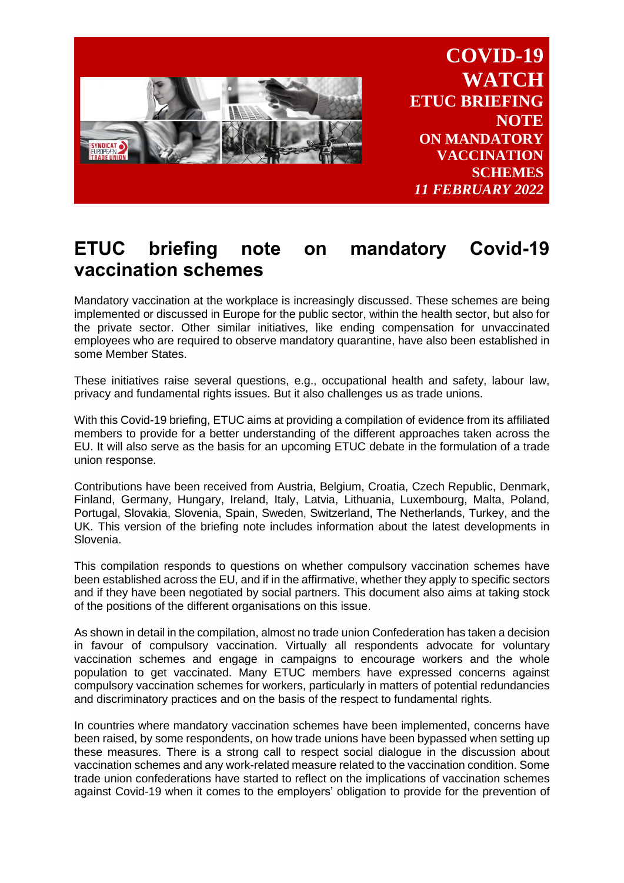**COVID-19 WATCH**
**ETUC BRIEFING NOTE ON MANDATORY VACCINATION SCHEMES**
***11 FEBRUARY 2022***

# ETUC briefing note on mandatory Covid-19 vaccination schemes

Mandatory vaccination at the workplace is increasingly discussed. These schemes are being implemented or discussed in Europe for the public sector, within the health sector, but also for the private sector. Other similar initiatives, like ending compensation for unvaccinated employees who are required to observe mandatory quarantine, have also been established in some Member States.

These initiatives raise several questions, e.g., occupational health and safety, labour law, privacy and fundamental rights issues. But it also challenges us as trade unions.

With this Covid-19 briefing, ETUC aims at providing a compilation of evidence from its affiliated members to provide for a better understanding of the different approaches taken across the EU. It will also serve as the basis for an upcoming ETUC debate in the formulation of a trade union response.

Contributions have been received from Austria, Belgium, Croatia, Czech Republic, Denmark, Finland, Germany, Hungary, Ireland, Italy, Latvia, Lithuania, Luxembourg, Malta, Poland, Portugal, Slovakia, Slovenia, Spain, Sweden, Switzerland, The Netherlands, Turkey, and the UK. This version of the briefing note includes information about the latest developments in Slovenia.

This compilation responds to questions on whether compulsory vaccination schemes have been established across the EU, and if in the affirmative, whether they apply to specific sectors and if they have been negotiated by social partners. This document also aims at taking stock of the positions of the different organisations on this issue.

As shown in detail in the compilation, almost no trade union Confederation has taken a decision in favour of compulsory vaccination. Virtually all respondents advocate for voluntary vaccination schemes and engage in campaigns to encourage workers and the whole population to get vaccinated. Many ETUC members have expressed concerns against compulsory vaccination schemes for workers, particularly in matters of potential redundancies and discriminatory practices and on the basis of the respect to fundamental rights.

In countries where mandatory vaccination schemes have been implemented, concerns have been raised, by some respondents, on how trade unions have been bypassed when setting up these measures. There is a strong call to respect social dialogue in the discussion about vaccination schemes and any work-related measure related to the vaccination condition. Some trade union confederations have started to reflect on the implications of vaccination schemes against Covid-19 when it comes to the employers' obligation to provide for the prevention of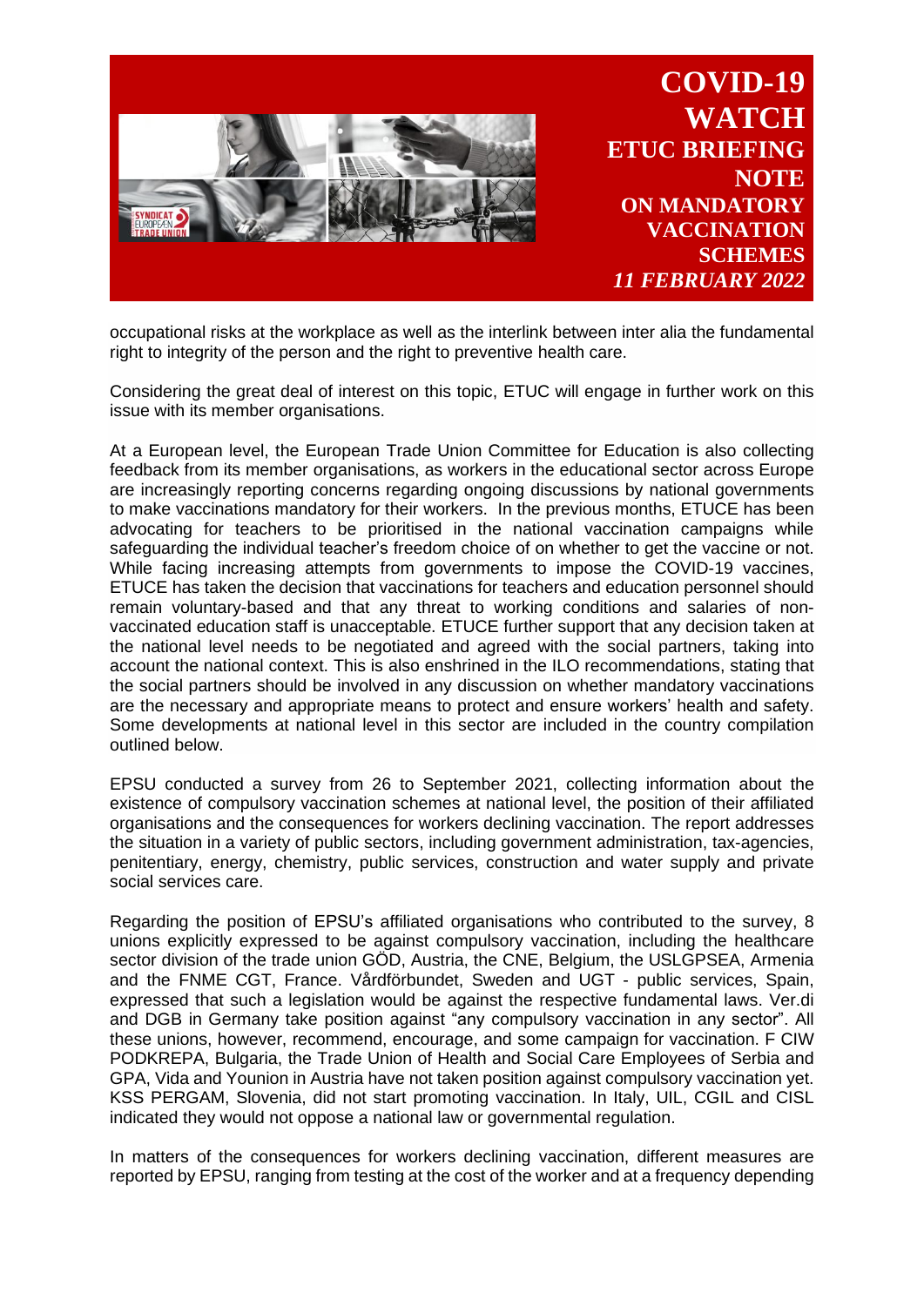occupational risks at the workplace as well as the interlink between inter alia the fundamental right to integrity of the person and the right to preventive health care.

Considering the great deal of interest on this topic, ETUC will engage in further work on this issue with its member organisations.

At a European level, the European Trade Union Committee for Education is also collecting feedback from its member organisations, as workers in the educational sector across Europe are increasingly reporting concerns regarding ongoing discussions by national governments to make vaccinations mandatory for their workers. In the previous months, ETUCE has been advocating for teachers to be prioritised in the national vaccination campaigns while safeguarding the individual teacher's freedom choice of on whether to get the vaccine or not. While facing increasing attempts from governments to impose the COVID-19 vaccines, ETUCE has taken the decision that vaccinations for teachers and education personnel should remain voluntary-based and that any threat to working conditions and salaries of non-vaccinated education staff is unacceptable. ETUCE further support that any decision taken at the national level needs to be negotiated and agreed with the social partners, taking into account the national context. This is also enshrined in the ILO recommendations, stating that the social partners should be involved in any discussion on whether mandatory vaccinations are the necessary and appropriate means to protect and ensure workers' health and safety. Some developments at national level in this sector are included in the country compilation outlined below.

EPSU conducted a survey from 26 to September 2021, collecting information about the existence of compulsory vaccination schemes at national level, the position of their affiliated organisations and the consequences for workers declining vaccination. The report addresses the situation in a variety of public sectors, including government administration, tax-agencies, penitentiary, energy, chemistry, public services, construction and water supply and private social services care.

Regarding the position of EPSU's affiliated organisations who contributed to the survey, 8 unions explicitly expressed to be against compulsory vaccination, including the healthcare sector division of the trade union GÖD, Austria, the CNE, Belgium, the USLGPSEA, Armenia and the FNME CGT, France. Vårdförbundet, Sweden and UGT - public services, Spain, expressed that such a legislation would be against the respective fundamental laws. Ver.di and DGB in Germany take position against "any compulsory vaccination in any sector". All these unions, however, recommend, encourage, and some campaign for vaccination. F CIW PODKREPA, Bulgaria, the Trade Union of Health and Social Care Employees of Serbia and GPA, Vida and Younion in Austria have not taken position against compulsory vaccination yet. KSS PERGAM, Slovenia, did not start promoting vaccination. In Italy, UIL, CGIL and CISL indicated they would not oppose a national law or governmental regulation.

In matters of the consequences for workers declining vaccination, different measures are reported by EPSU, ranging from testing at the cost of the worker and at a frequency depending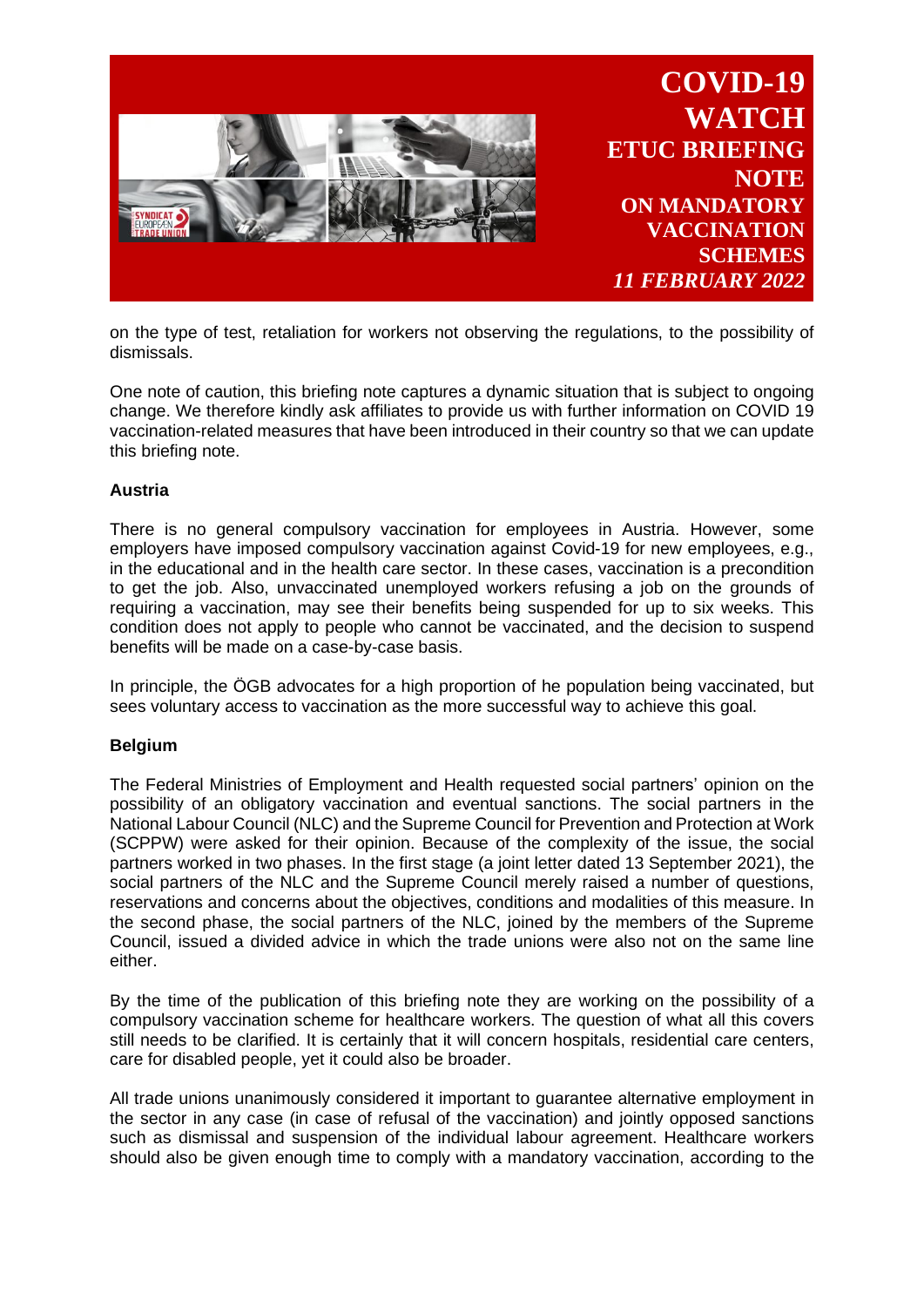on the type of test, retaliation for workers not observing the regulations, to the possibility of dismissals.

One note of caution, this briefing note captures a dynamic situation that is subject to ongoing change. We therefore kindly ask affiliates to provide us with further information on COVID 19 vaccination-related measures that have been introduced in their country so that we can update this briefing note.

**Austria**

There is no general compulsory vaccination for employees in Austria. However, some employers have imposed compulsory vaccination against Covid-19 for new employees, e.g., in the educational and in the health care sector. In these cases, vaccination is a precondition to get the job. Also, unvaccinated unemployed workers refusing a job on the grounds of requiring a vaccination, may see their benefits being suspended for up to six weeks. This condition does not apply to people who cannot be vaccinated, and the decision to suspend benefits will be made on a case-by-case basis.

In principle, the ÖGB advocates for a high proportion of he population being vaccinated, but sees voluntary access to vaccination as the more successful way to achieve this goal.

**Belgium**

The Federal Ministries of Employment and Health requested social partners' opinion on the possibility of an obligatory vaccination and eventual sanctions. The social partners in the National Labour Council (NLC) and the Supreme Council for Prevention and Protection at Work (SCPPW) were asked for their opinion. Because of the complexity of the issue, the social partners worked in two phases. In the first stage (a joint letter dated 13 September 2021), the social partners of the NLC and the Supreme Council merely raised a number of questions, reservations and concerns about the objectives, conditions and modalities of this measure. In the second phase, the social partners of the NLC, joined by the members of the Supreme Council, issued a divided advice in which the trade unions were also not on the same line either.

By the time of the publication of this briefing note they are working on the possibility of a compulsory vaccination scheme for healthcare workers. The question of what all this covers still needs to be clarified. It is certainly that it will concern hospitals, residential care centers, care for disabled people, yet it could also be broader.

All trade unions unanimously considered it important to guarantee alternative employment in the sector in any case (in case of refusal of the vaccination) and jointly opposed sanctions such as dismissal and suspension of the individual labour agreement. Healthcare workers should also be given enough time to comply with a mandatory vaccination, according to the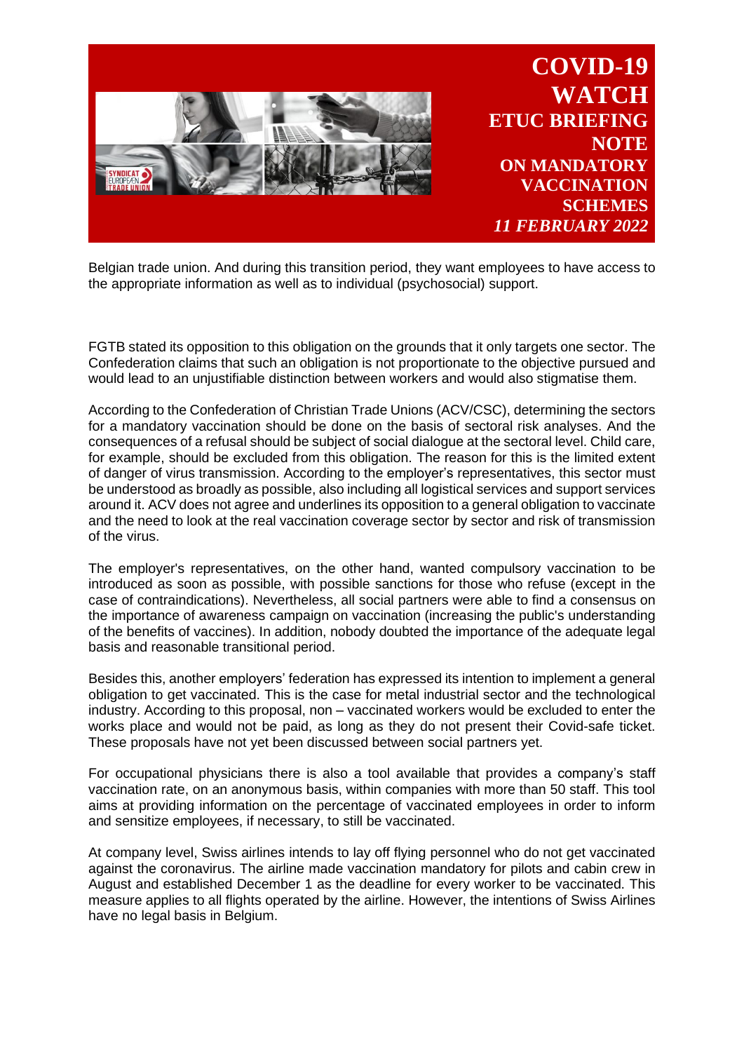Belgian trade union. And during this transition period, they want employees to have access to the appropriate information as well as to individual (psychosocial) support.

FGTB stated its opposition to this obligation on the grounds that it only targets one sector. The Confederation claims that such an obligation is not proportionate to the objective pursued and would lead to an unjustifiable distinction between workers and would also stigmatise them.

According to the Confederation of Christian Trade Unions (ACV/CSC), determining the sectors for a mandatory vaccination should be done on the basis of sectoral risk analyses. And the consequences of a refusal should be subject of social dialogue at the sectoral level. Child care, for example, should be excluded from this obligation. The reason for this is the limited extent of danger of virus transmission. According to the employer's representatives, this sector must be understood as broadly as possible, also including all logistical services and support services around it. ACV does not agree and underlines its opposition to a general obligation to vaccinate and the need to look at the real vaccination coverage sector by sector and risk of transmission of the virus.

The employer's representatives, on the other hand, wanted compulsory vaccination to be introduced as soon as possible, with possible sanctions for those who refuse (except in the case of contraindications). Nevertheless, all social partners were able to find a consensus on the importance of awareness campaign on vaccination (increasing the public's understanding of the benefits of vaccines). In addition, nobody doubted the importance of the adequate legal basis and reasonable transitional period.

Besides this, another employers' federation has expressed its intention to implement a general obligation to get vaccinated. This is the case for metal industrial sector and the technological industry. According to this proposal, non – vaccinated workers would be excluded to enter the works place and would not be paid, as long as they do not present their Covid-safe ticket. These proposals have not yet been discussed between social partners yet.

For occupational physicians there is also a tool available that provides a company's staff vaccination rate, on an anonymous basis, within companies with more than 50 staff. This tool aims at providing information on the percentage of vaccinated employees in order to inform and sensitize employees, if necessary, to still be vaccinated.

At company level, Swiss airlines intends to lay off flying personnel who do not get vaccinated against the coronavirus. The airline made vaccination mandatory for pilots and cabin crew in August and established December 1 as the deadline for every worker to be vaccinated. This measure applies to all flights operated by the airline. However, the intentions of Swiss Airlines have no legal basis in Belgium.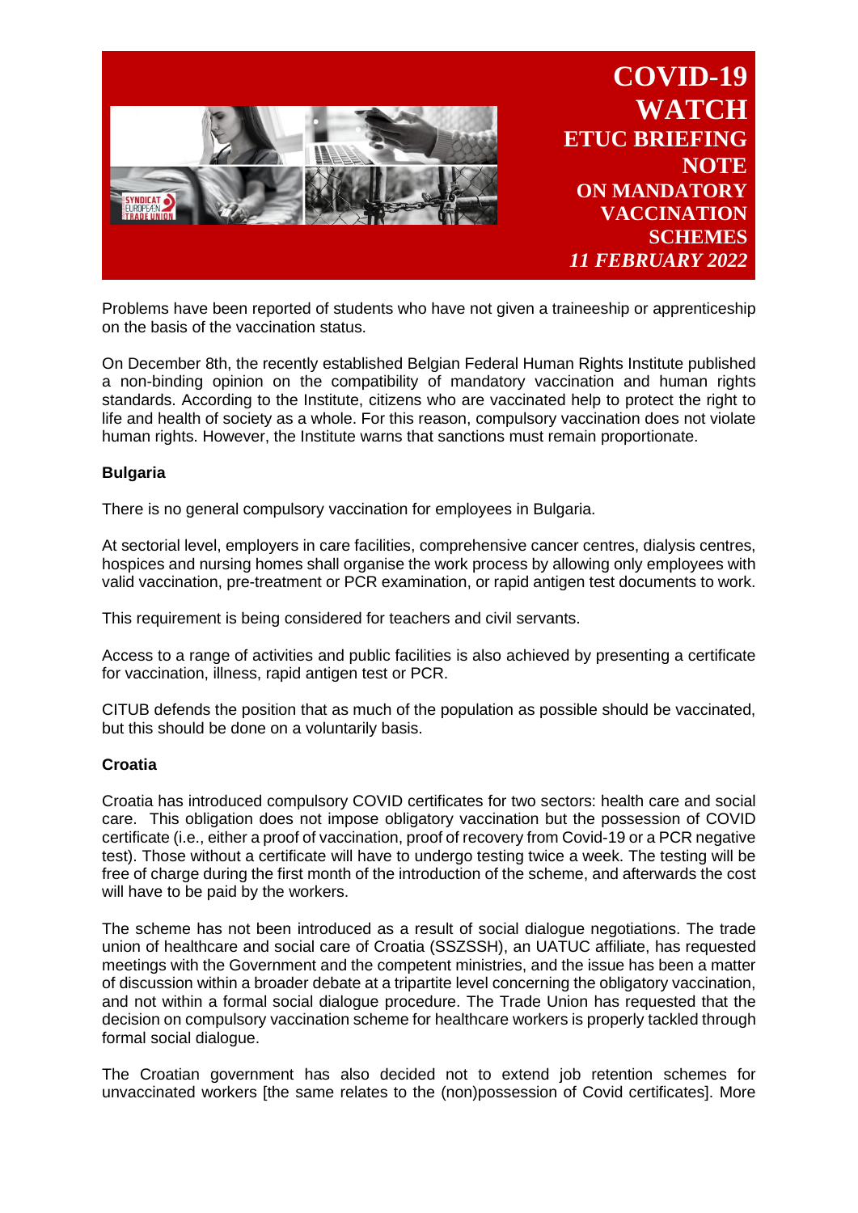Problems have been reported of students who have not given a traineeship or apprenticeship on the basis of the vaccination status.

On December 8th, the recently established Belgian Federal Human Rights Institute published a non-binding opinion on the compatibility of mandatory vaccination and human rights standards. According to the Institute, citizens who are vaccinated help to protect the right to life and health of society as a whole. For this reason, compulsory vaccination does not violate human rights. However, the Institute warns that sanctions must remain proportionate.

**Bulgaria**

There is no general compulsory vaccination for employees in Bulgaria.

At sectorial level, employers in care facilities, comprehensive cancer centres, dialysis centres, hospices and nursing homes shall organise the work process by allowing only employees with valid vaccination, pre-treatment or PCR examination, or rapid antigen test documents to work.

This requirement is being considered for teachers and civil servants.

Access to a range of activities and public facilities is also achieved by presenting a certificate for vaccination, illness, rapid antigen test or PCR.

CITUB defends the position that as much of the population as possible should be vaccinated, but this should be done on a voluntarily basis.

**Croatia**

Croatia has introduced compulsory COVID certificates for two sectors: health care and social care. This obligation does not impose obligatory vaccination but the possession of COVID certificate (i.e., either a proof of vaccination, proof of recovery from Covid-19 or a PCR negative test). Those without a certificate will have to undergo testing twice a week. The testing will be free of charge during the first month of the introduction of the scheme, and afterwards the cost will have to be paid by the workers.

The scheme has not been introduced as a result of social dialogue negotiations. The trade union of healthcare and social care of Croatia (SSZSSH), an UATUC affiliate, has requested meetings with the Government and the competent ministries, and the issue has been a matter of discussion within a broader debate at a tripartite level concerning the obligatory vaccination, and not within a formal social dialogue procedure. The Trade Union has requested that the decision on compulsory vaccination scheme for healthcare workers is properly tackled through formal social dialogue.

The Croatian government has also decided not to extend job retention schemes for unvaccinated workers [the same relates to the (non)possession of Covid certificates]. More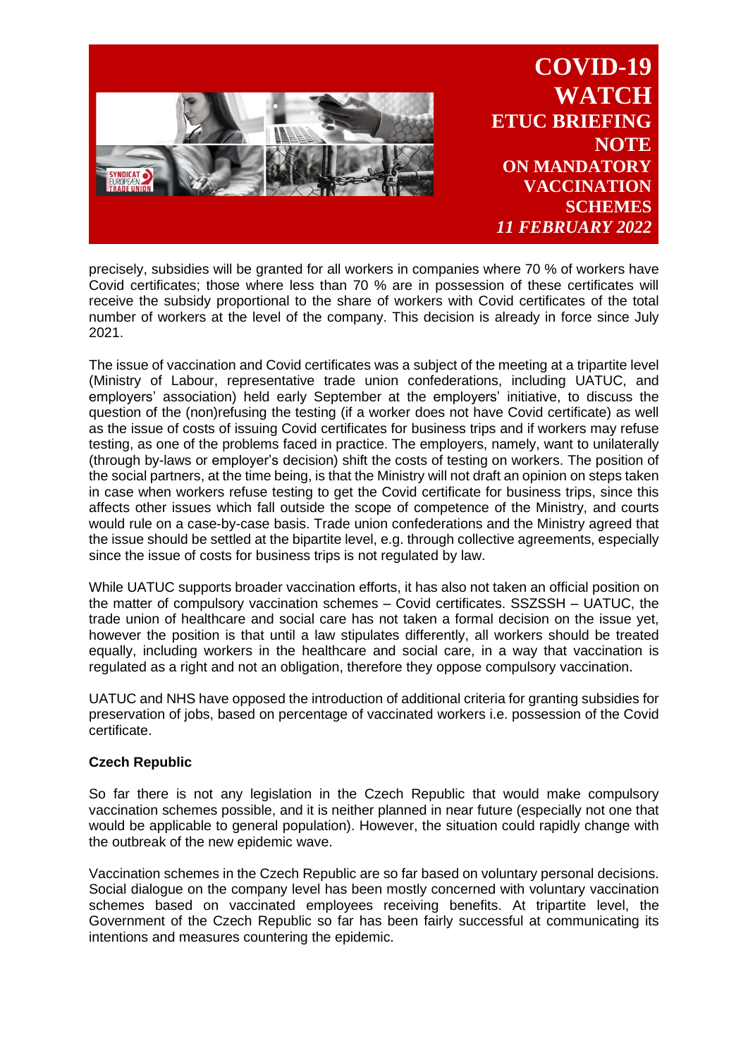precisely, subsidies will be granted for all workers in companies where 70 % of workers have Covid certificates; those where less than 70 % are in possession of these certificates will receive the subsidy proportional to the share of workers with Covid certificates of the total number of workers at the level of the company. This decision is already in force since July 2021.

The issue of vaccination and Covid certificates was a subject of the meeting at a tripartite level (Ministry of Labour, representative trade union confederations, including UATUC, and employers' association) held early September at the employers' initiative, to discuss the question of the (non)refusing the testing (if a worker does not have Covid certificate) as well as the issue of costs of issuing Covid certificates for business trips and if workers may refuse testing, as one of the problems faced in practice. The employers, namely, want to unilaterally (through by-laws or employer's decision) shift the costs of testing on workers. The position of the social partners, at the time being, is that the Ministry will not draft an opinion on steps taken in case when workers refuse testing to get the Covid certificate for business trips, since this affects other issues which fall outside the scope of competence of the Ministry, and courts would rule on a case-by-case basis. Trade union confederations and the Ministry agreed that the issue should be settled at the bipartite level, e.g. through collective agreements, especially since the issue of costs for business trips is not regulated by law.

While UATUC supports broader vaccination efforts, it has also not taken an official position on the matter of compulsory vaccination schemes – Covid certificates. SSZSSH – UATUC, the trade union of healthcare and social care has not taken a formal decision on the issue yet, however the position is that until a law stipulates differently, all workers should be treated equally, including workers in the healthcare and social care, in a way that vaccination is regulated as a right and not an obligation, therefore they oppose compulsory vaccination.

UATUC and NHS have opposed the introduction of additional criteria for granting subsidies for preservation of jobs, based on percentage of vaccinated workers i.e. possession of the Covid certificate.

**Czech Republic**

So far there is not any legislation in the Czech Republic that would make compulsory vaccination schemes possible, and it is neither planned in near future (especially not one that would be applicable to general population). However, the situation could rapidly change with the outbreak of the new epidemic wave.

Vaccination schemes in the Czech Republic are so far based on voluntary personal decisions. Social dialogue on the company level has been mostly concerned with voluntary vaccination schemes based on vaccinated employees receiving benefits. At tripartite level, the Government of the Czech Republic so far has been fairly successful at communicating its intentions and measures countering the epidemic.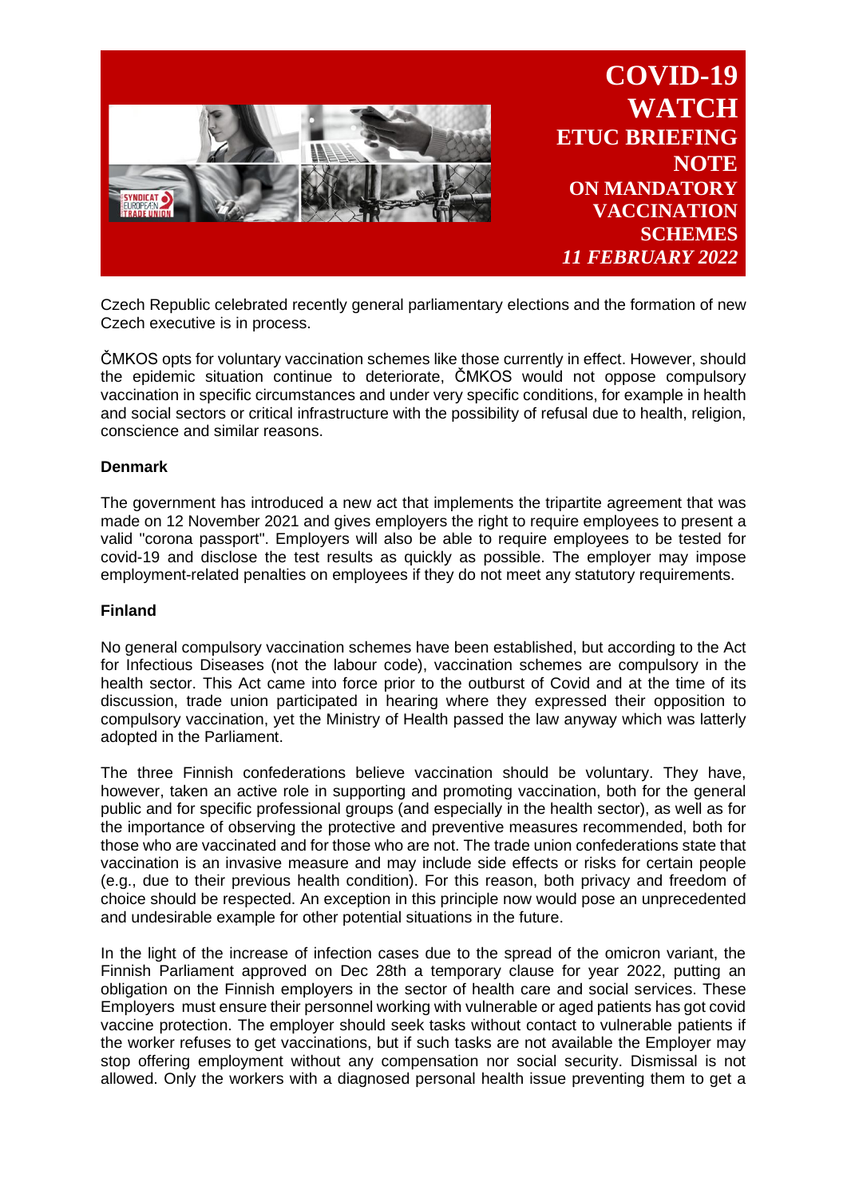Czech Republic celebrated recently general parliamentary elections and the formation of new Czech executive is in process.

ČMKOS opts for voluntary vaccination schemes like those currently in effect. However, should the epidemic situation continue to deteriorate, ČMKOS would not oppose compulsory vaccination in specific circumstances and under very specific conditions, for example in health and social sectors or critical infrastructure with the possibility of refusal due to health, religion, conscience and similar reasons.

**Denmark**

The government has introduced a new act that implements the tripartite agreement that was made on 12 November 2021 and gives employers the right to require employees to present a valid "corona passport". Employers will also be able to require employees to be tested for covid-19 and disclose the test results as quickly as possible. The employer may impose employment-related penalties on employees if they do not meet any statutory requirements.

**Finland**

No general compulsory vaccination schemes have been established, but according to the Act for Infectious Diseases (not the labour code), vaccination schemes are compulsory in the health sector. This Act came into force prior to the outburst of Covid and at the time of its discussion, trade union participated in hearing where they expressed their opposition to compulsory vaccination, yet the Ministry of Health passed the law anyway which was latterly adopted in the Parliament.

The three Finnish confederations believe vaccination should be voluntary. They have, however, taken an active role in supporting and promoting vaccination, both for the general public and for specific professional groups (and especially in the health sector), as well as for the importance of observing the protective and preventive measures recommended, both for those who are vaccinated and for those who are not. The trade union confederations state that vaccination is an invasive measure and may include side effects or risks for certain people (e.g., due to their previous health condition). For this reason, both privacy and freedom of choice should be respected. An exception in this principle now would pose an unprecedented and undesirable example for other potential situations in the future.

In the light of the increase of infection cases due to the spread of the omicron variant, the Finnish Parliament approved on Dec 28th a temporary clause for year 2022, putting an obligation on the Finnish employers in the sector of health care and social services. These Employers must ensure their personnel working with vulnerable or aged patients has got covid vaccine protection. The employer should seek tasks without contact to vulnerable patients if the worker refuses to get vaccinations, but if such tasks are not available the Employer may stop offering employment without any compensation nor social security. Dismissal is not allowed. Only the workers with a diagnosed personal health issue preventing them to get a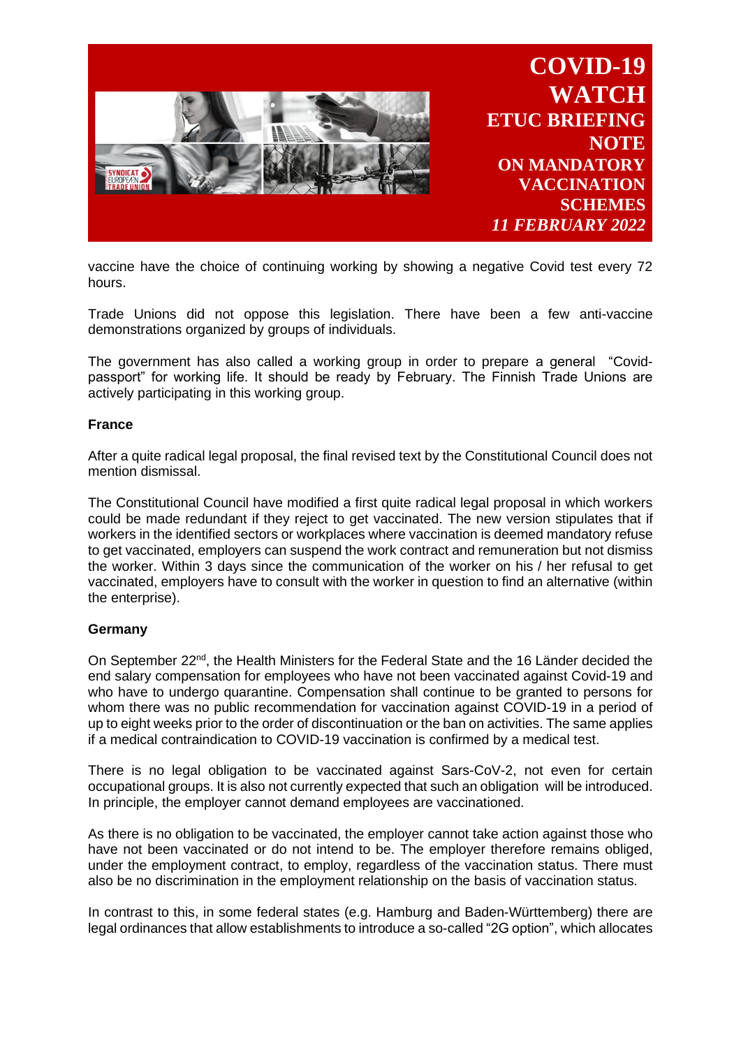vaccine have the choice of continuing working by showing a negative Covid test every 72 hours.

Trade Unions did not oppose this legislation. There have been a few anti-vaccine demonstrations organized by groups of individuals.

The government has also called a working group in order to prepare a general "Covid-passport" for working life. It should be ready by February. The Finnish Trade Unions are actively participating in this working group.

**France**

After a quite radical legal proposal, the final revised text by the Constitutional Council does not mention dismissal.

The Constitutional Council have modified a first quite radical legal proposal in which workers could be made redundant if they reject to get vaccinated. The new version stipulates that if workers in the identified sectors or workplaces where vaccination is deemed mandatory refuse to get vaccinated, employers can suspend the work contract and remuneration but not dismiss the worker. Within 3 days since the communication of the worker on his / her refusal to get vaccinated, employers have to consult with the worker in question to find an alternative (within the enterprise).

**Germany**

On September 22nd, the Health Ministers for the Federal State and the 16 Länder decided the end salary compensation for employees who have not been vaccinated against Covid-19 and who have to undergo quarantine. Compensation shall continue to be granted to persons for whom there was no public recommendation for vaccination against COVID-19 in a period of up to eight weeks prior to the order of discontinuation or the ban on activities. The same applies if a medical contraindication to COVID-19 vaccination is confirmed by a medical test.

There is no legal obligation to be vaccinated against Sars-CoV-2, not even for certain occupational groups. It is also not currently expected that such an obligation will be introduced. In principle, the employer cannot demand employees are vaccinationed.

As there is no obligation to be vaccinated, the employer cannot take action against those who have not been vaccinated or do not intend to be. The employer therefore remains obliged, under the employment contract, to employ, regardless of the vaccination status. There must also be no discrimination in the employment relationship on the basis of vaccination status.

In contrast to this, in some federal states (e.g. Hamburg and Baden-Württemberg) there are legal ordinances that allow establishments to introduce a so-called "2G option", which allocates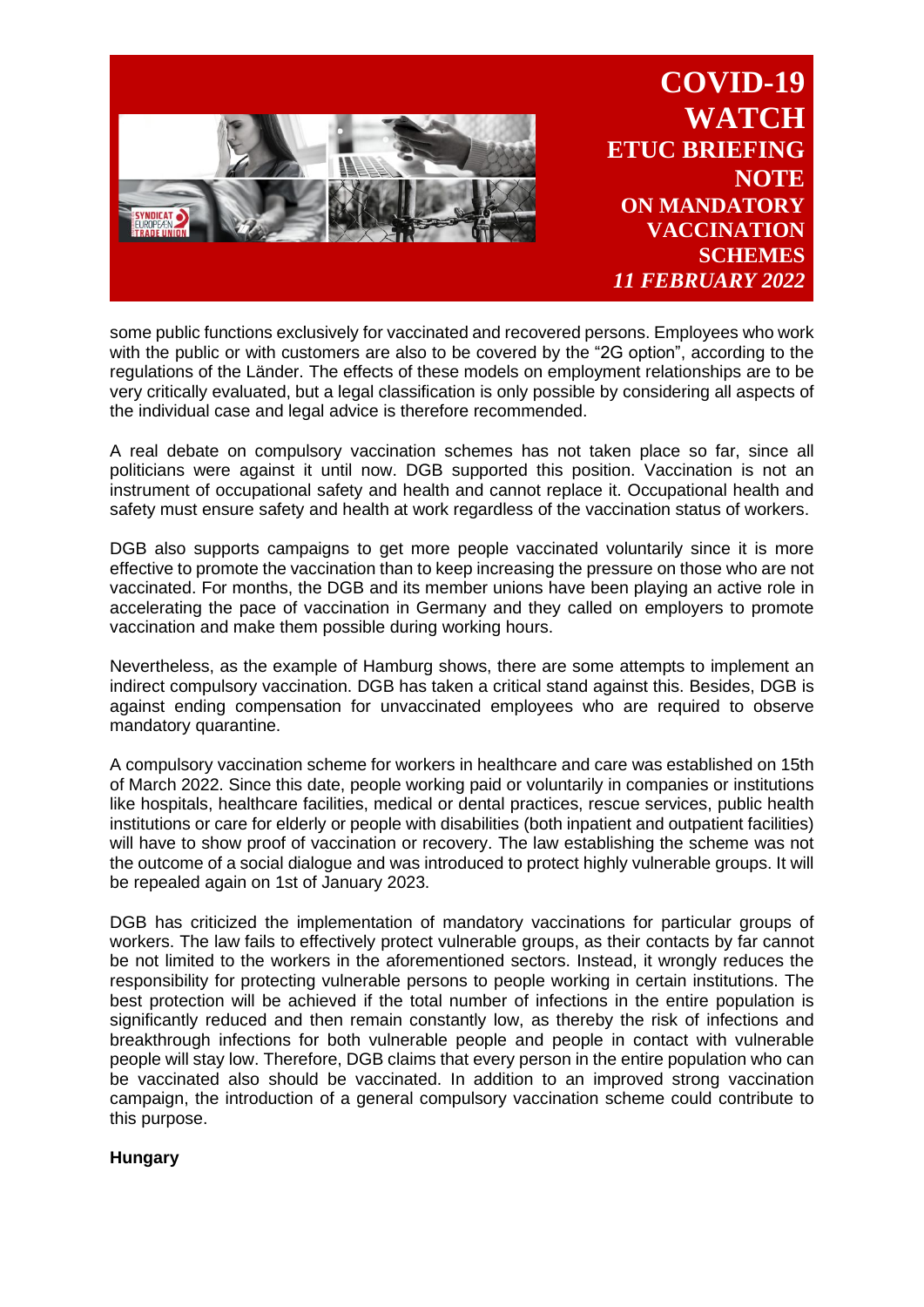some public functions exclusively for vaccinated and recovered persons. Employees who work with the public or with customers are also to be covered by the "2G option", according to the regulations of the Länder. The effects of these models on employment relationships are to be very critically evaluated, but a legal classification is only possible by considering all aspects of the individual case and legal advice is therefore recommended.

A real debate on compulsory vaccination schemes has not taken place so far, since all politicians were against it until now. DGB supported this position. Vaccination is not an instrument of occupational safety and health and cannot replace it. Occupational health and safety must ensure safety and health at work regardless of the vaccination status of workers.

DGB also supports campaigns to get more people vaccinated voluntarily since it is more effective to promote the vaccination than to keep increasing the pressure on those who are not vaccinated. For months, the DGB and its member unions have been playing an active role in accelerating the pace of vaccination in Germany and they called on employers to promote vaccination and make them possible during working hours.

Nevertheless, as the example of Hamburg shows, there are some attempts to implement an indirect compulsory vaccination. DGB has taken a critical stand against this. Besides, DGB is against ending compensation for unvaccinated employees who are required to observe mandatory quarantine.

A compulsory vaccination scheme for workers in healthcare and care was established on 15th of March 2022. Since this date, people working paid or voluntarily in companies or institutions like hospitals, healthcare facilities, medical or dental practices, rescue services, public health institutions or care for elderly or people with disabilities (both inpatient and outpatient facilities) will have to show proof of vaccination or recovery. The law establishing the scheme was not the outcome of a social dialogue and was introduced to protect highly vulnerable groups. It will be repealed again on 1st of January 2023.

DGB has criticized the implementation of mandatory vaccinations for particular groups of workers. The law fails to effectively protect vulnerable groups, as their contacts by far cannot be not limited to the workers in the aforementioned sectors. Instead, it wrongly reduces the responsibility for protecting vulnerable persons to people working in certain institutions. The best protection will be achieved if the total number of infections in the entire population is significantly reduced and then remain constantly low, as thereby the risk of infections and breakthrough infections for both vulnerable people and people in contact with vulnerable people will stay low. Therefore, DGB claims that every person in the entire population who can be vaccinated also should be vaccinated. In addition to an improved strong vaccination campaign, the introduction of a general compulsory vaccination scheme could contribute to this purpose.

**Hungary**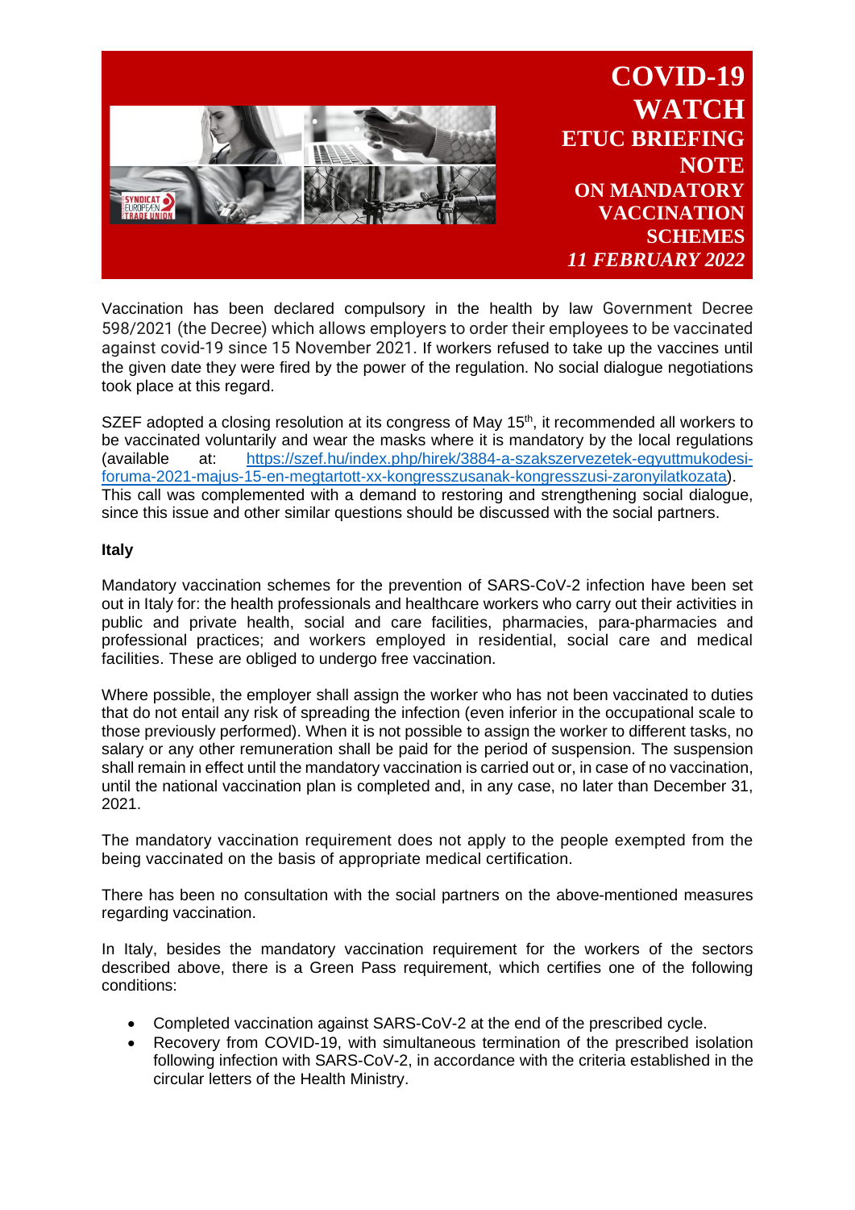Vaccination has been declared compulsory in the health by law Government Decree 598/2021 (the Decree) which allows employers to order their employees to be vaccinated against covid-19 since 15 November 2021. If workers refused to take up the vaccines until the given date they were fired by the power of the regulation. No social dialogue negotiations took place at this regard.

SZEF adopted a closing resolution at its congress of May 15th, it recommended all workers to be vaccinated voluntarily and wear the masks where it is mandatory by the local regulations (available at: https://szef.hu/index.php/hirek/3884-a-szakszervezetek-egyuttmukodesi-foruma-2021-majus-15-en-megtartott-xx-kongresszusanak-kongresszusi-zaronyilatkozata). This call was complemented with a demand to restoring and strengthening social dialogue, since this issue and other similar questions should be discussed with the social partners.

**Italy**

Mandatory vaccination schemes for the prevention of SARS-CoV-2 infection have been set out in Italy for: the health professionals and healthcare workers who carry out their activities in public and private health, social and care facilities, pharmacies, para-pharmacies and professional practices; and workers employed in residential, social care and medical facilities. These are obliged to undergo free vaccination.

Where possible, the employer shall assign the worker who has not been vaccinated to duties that do not entail any risk of spreading the infection (even inferior in the occupational scale to those previously performed). When it is not possible to assign the worker to different tasks, no salary or any other remuneration shall be paid for the period of suspension. The suspension shall remain in effect until the mandatory vaccination is carried out or, in case of no vaccination, until the national vaccination plan is completed and, in any case, no later than December 31, 2021.

The mandatory vaccination requirement does not apply to the people exempted from the being vaccinated on the basis of appropriate medical certification.

There has been no consultation with the social partners on the above-mentioned measures regarding vaccination.

In Italy, besides the mandatory vaccination requirement for the workers of the sectors described above, there is a Green Pass requirement, which certifies one of the following conditions:

- Completed vaccination against SARS-CoV-2 at the end of the prescribed cycle.
- Recovery from COVID-19, with simultaneous termination of the prescribed isolation following infection with SARS-CoV-2, in accordance with the criteria established in the circular letters of the Health Ministry.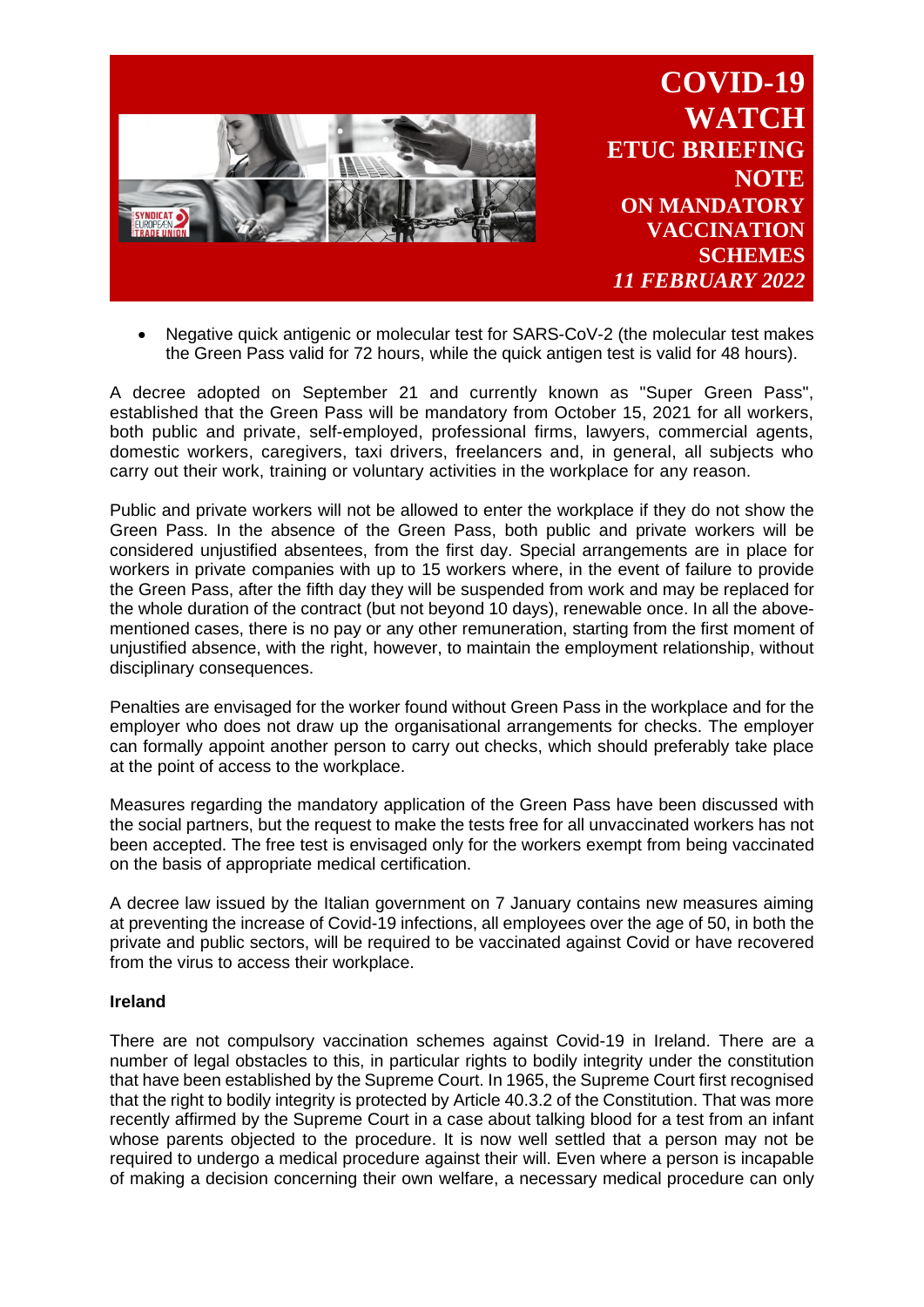- Negative quick antigenic or molecular test for SARS-CoV-2 (the molecular test makes the Green Pass valid for 72 hours, while the quick antigen test is valid for 48 hours).

A decree adopted on September 21 and currently known as "Super Green Pass", established that the Green Pass will be mandatory from October 15, 2021 for all workers, both public and private, self-employed, professional firms, lawyers, commercial agents, domestic workers, caregivers, taxi drivers, freelancers and, in general, all subjects who carry out their work, training or voluntary activities in the workplace for any reason.

Public and private workers will not be allowed to enter the workplace if they do not show the Green Pass. In the absence of the Green Pass, both public and private workers will be considered unjustified absentees, from the first day. Special arrangements are in place for workers in private companies with up to 15 workers where, in the event of failure to provide the Green Pass, after the fifth day they will be suspended from work and may be replaced for the whole duration of the contract (but not beyond 10 days), renewable once. In all the above-mentioned cases, there is no pay or any other remuneration, starting from the first moment of unjustified absence, with the right, however, to maintain the employment relationship, without disciplinary consequences.

Penalties are envisaged for the worker found without Green Pass in the workplace and for the employer who does not draw up the organisational arrangements for checks. The employer can formally appoint another person to carry out checks, which should preferably take place at the point of access to the workplace.

Measures regarding the mandatory application of the Green Pass have been discussed with the social partners, but the request to make the tests free for all unvaccinated workers has not been accepted. The free test is envisaged only for the workers exempt from being vaccinated on the basis of appropriate medical certification.

A decree law issued by the Italian government on 7 January contains new measures aiming at preventing the increase of Covid-19 infections, all employees over the age of 50, in both the private and public sectors, will be required to be vaccinated against Covid or have recovered from the virus to access their workplace.

**Ireland**

There are not compulsory vaccination schemes against Covid-19 in Ireland. There are a number of legal obstacles to this, in particular rights to bodily integrity under the constitution that have been established by the Supreme Court. In 1965, the Supreme Court first recognised that the right to bodily integrity is protected by Article 40.3.2 of the Constitution. That was more recently affirmed by the Supreme Court in a case about talking blood for a test from an infant whose parents objected to the procedure. It is now well settled that a person may not be required to undergo a medical procedure against their will. Even where a person is incapable of making a decision concerning their own welfare, a necessary medical procedure can only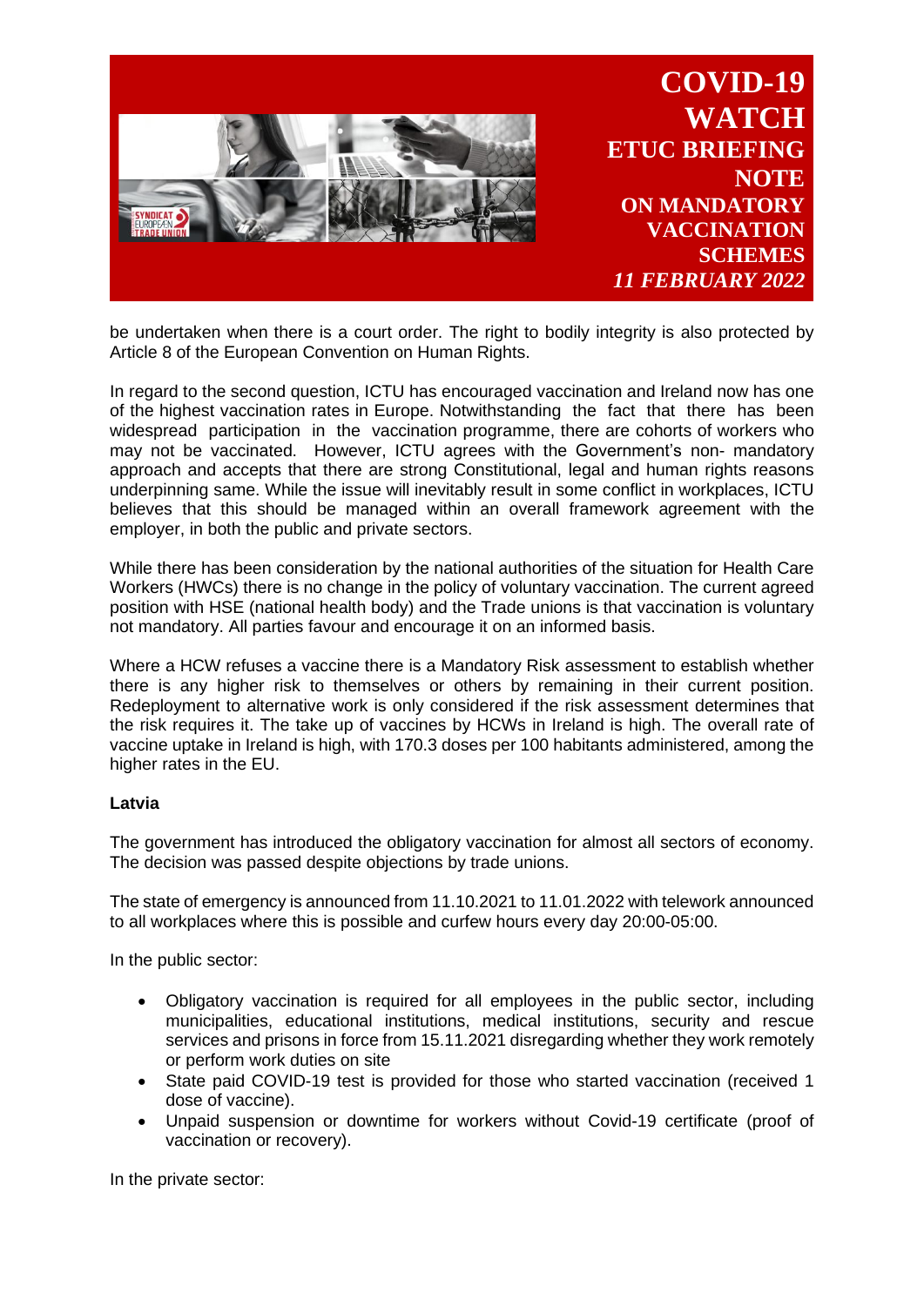be undertaken when there is a court order. The right to bodily integrity is also protected by Article 8 of the European Convention on Human Rights.

In regard to the second question, ICTU has encouraged vaccination and Ireland now has one of the highest vaccination rates in Europe. Notwithstanding the fact that there has been widespread participation in the vaccination programme, there are cohorts of workers who may not be vaccinated. However, ICTU agrees with the Government's non- mandatory approach and accepts that there are strong Constitutional, legal and human rights reasons underpinning same. While the issue will inevitably result in some conflict in workplaces, ICTU believes that this should be managed within an overall framework agreement with the employer, in both the public and private sectors.

While there has been consideration by the national authorities of the situation for Health Care Workers (HWCs) there is no change in the policy of voluntary vaccination. The current agreed position with HSE (national health body) and the Trade unions is that vaccination is voluntary not mandatory. All parties favour and encourage it on an informed basis.

Where a HCW refuses a vaccine there is a Mandatory Risk assessment to establish whether there is any higher risk to themselves or others by remaining in their current position. Redeployment to alternative work is only considered if the risk assessment determines that the risk requires it. The take up of vaccines by HCWs in Ireland is high. The overall rate of vaccine uptake in Ireland is high, with 170.3 doses per 100 habitants administered, among the higher rates in the EU.

**Latvia**

The government has introduced the obligatory vaccination for almost all sectors of economy. The decision was passed despite objections by trade unions.

The state of emergency is announced from 11.10.2021 to 11.01.2022 with telework announced to all workplaces where this is possible and curfew hours every day 20:00-05:00.

In the public sector:

- Obligatory vaccination is required for all employees in the public sector, including municipalities, educational institutions, medical institutions, security and rescue services and prisons in force from 15.11.2021 disregarding whether they work remotely or perform work duties on site
- State paid COVID-19 test is provided for those who started vaccination (received 1 dose of vaccine).
- Unpaid suspension or downtime for workers without Covid-19 certificate (proof of vaccination or recovery).

In the private sector: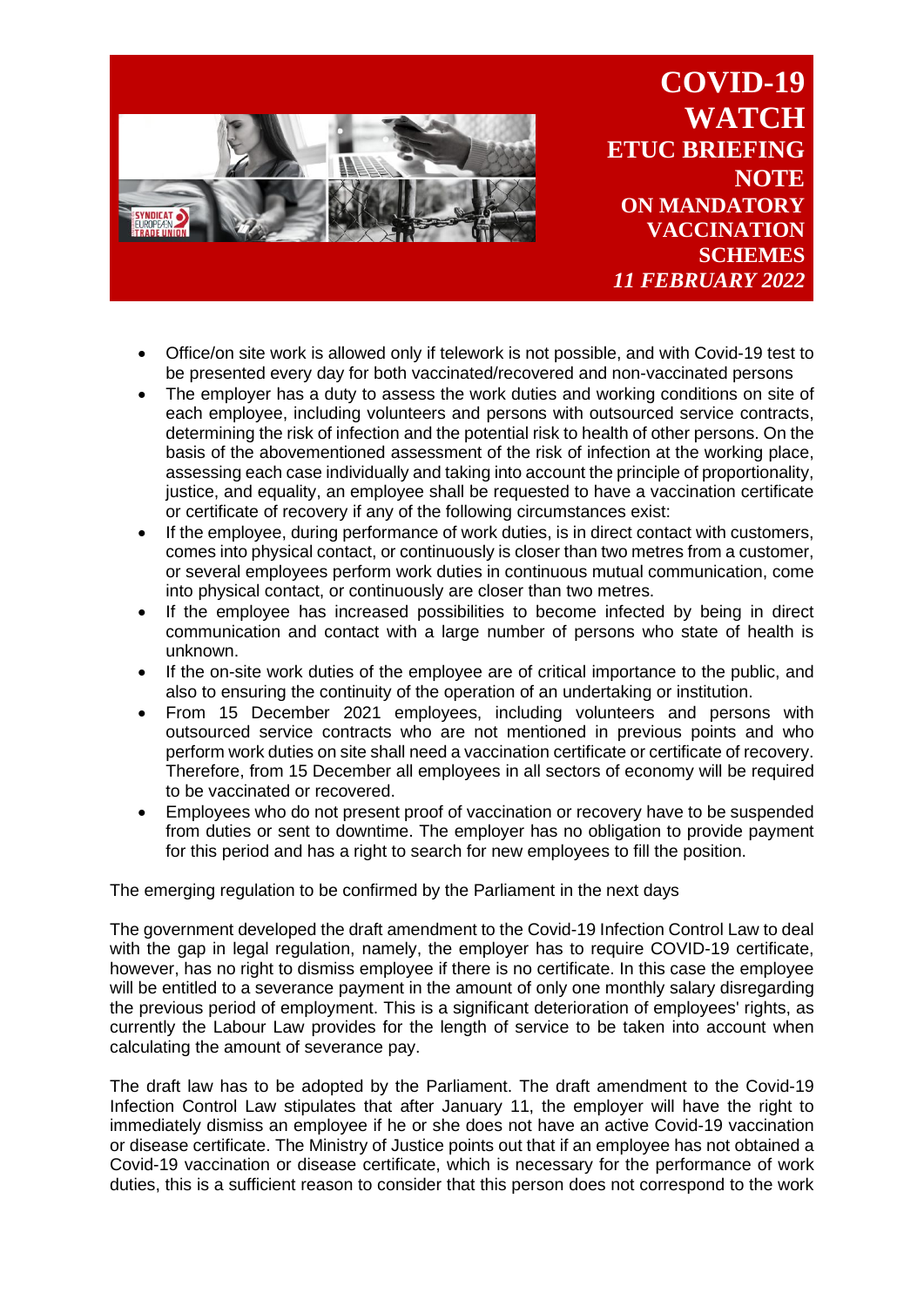- Office/on site work is allowed only if telework is not possible, and with Covid-19 test to be presented every day for both vaccinated/recovered and non-vaccinated persons
- The employer has a duty to assess the work duties and working conditions on site of each employee, including volunteers and persons with outsourced service contracts, determining the risk of infection and the potential risk to health of other persons. On the basis of the abovementioned assessment of the risk of infection at the working place, assessing each case individually and taking into account the principle of proportionality, justice, and equality, an employee shall be requested to have a vaccination certificate or certificate of recovery if any of the following circumstances exist:
- If the employee, during performance of work duties, is in direct contact with customers, comes into physical contact, or continuously is closer than two metres from a customer, or several employees perform work duties in continuous mutual communication, come into physical contact, or continuously are closer than two metres.
- If the employee has increased possibilities to become infected by being in direct communication and contact with a large number of persons who state of health is unknown.
- If the on-site work duties of the employee are of critical importance to the public, and also to ensuring the continuity of the operation of an undertaking or institution.
- From 15 December 2021 employees, including volunteers and persons with outsourced service contracts who are not mentioned in previous points and who perform work duties on site shall need a vaccination certificate or certificate of recovery. Therefore, from 15 December all employees in all sectors of economy will be required to be vaccinated or recovered.
- Employees who do not present proof of vaccination or recovery have to be suspended from duties or sent to downtime. The employer has no obligation to provide payment for this period and has a right to search for new employees to fill the position.

The emerging regulation to be confirmed by the Parliament in the next days

The government developed the draft amendment to the Covid-19 Infection Control Law to deal with the gap in legal regulation, namely, the employer has to require COVID-19 certificate, however, has no right to dismiss employee if there is no certificate. In this case the employee will be entitled to a severance payment in the amount of only one monthly salary disregarding the previous period of employment. This is a significant deterioration of employees' rights, as currently the Labour Law provides for the length of service to be taken into account when calculating the amount of severance pay.

The draft law has to be adopted by the Parliament. The draft amendment to the Covid-19 Infection Control Law stipulates that after January 11, the employer will have the right to immediately dismiss an employee if he or she does not have an active Covid-19 vaccination or disease certificate. The Ministry of Justice points out that if an employee has not obtained a Covid-19 vaccination or disease certificate, which is necessary for the performance of work duties, this is a sufficient reason to consider that this person does not correspond to the work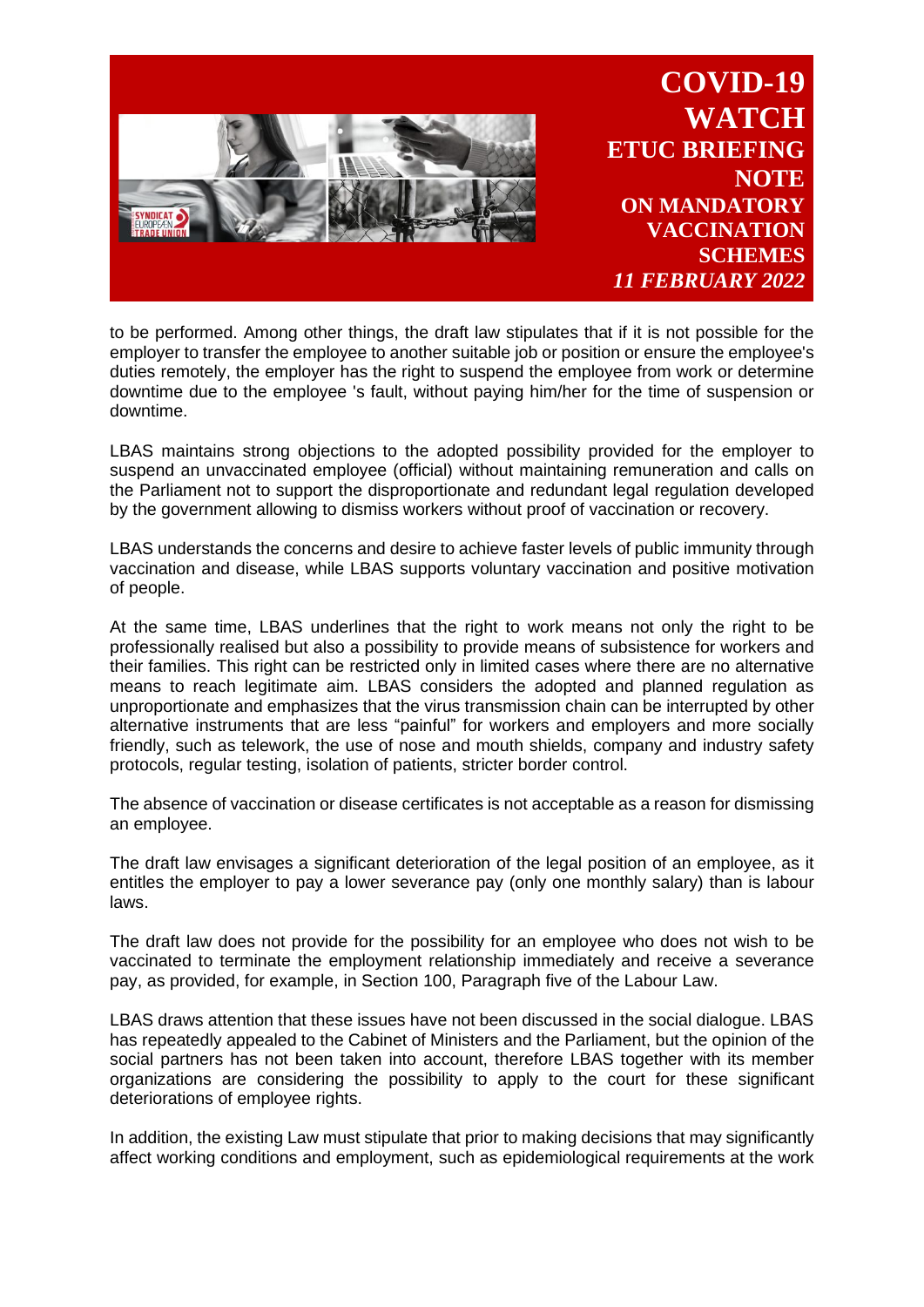to be performed. Among other things, the draft law stipulates that if it is not possible for the employer to transfer the employee to another suitable job or position or ensure the employee's duties remotely, the employer has the right to suspend the employee from work or determine downtime due to the employee 's fault, without paying him/her for the time of suspension or downtime.

LBAS maintains strong objections to the adopted possibility provided for the employer to suspend an unvaccinated employee (official) without maintaining remuneration and calls on the Parliament not to support the disproportionate and redundant legal regulation developed by the government allowing to dismiss workers without proof of vaccination or recovery.

LBAS understands the concerns and desire to achieve faster levels of public immunity through vaccination and disease, while LBAS supports voluntary vaccination and positive motivation of people.

At the same time, LBAS underlines that the right to work means not only the right to be professionally realised but also a possibility to provide means of subsistence for workers and their families. This right can be restricted only in limited cases where there are no alternative means to reach legitimate aim. LBAS considers the adopted and planned regulation as unproportionate and emphasizes that the virus transmission chain can be interrupted by other alternative instruments that are less "painful" for workers and employers and more socially friendly, such as telework, the use of nose and mouth shields, company and industry safety protocols, regular testing, isolation of patients, stricter border control.

The absence of vaccination or disease certificates is not acceptable as a reason for dismissing an employee.

The draft law envisages a significant deterioration of the legal position of an employee, as it entitles the employer to pay a lower severance pay (only one monthly salary) than is labour laws.

The draft law does not provide for the possibility for an employee who does not wish to be vaccinated to terminate the employment relationship immediately and receive a severance pay, as provided, for example, in Section 100, Paragraph five of the Labour Law.

LBAS draws attention that these issues have not been discussed in the social dialogue. LBAS has repeatedly appealed to the Cabinet of Ministers and the Parliament, but the opinion of the social partners has not been taken into account, therefore LBAS together with its member organizations are considering the possibility to apply to the court for these significant deteriorations of employee rights.

In addition, the existing Law must stipulate that prior to making decisions that may significantly affect working conditions and employment, such as epidemiological requirements at the work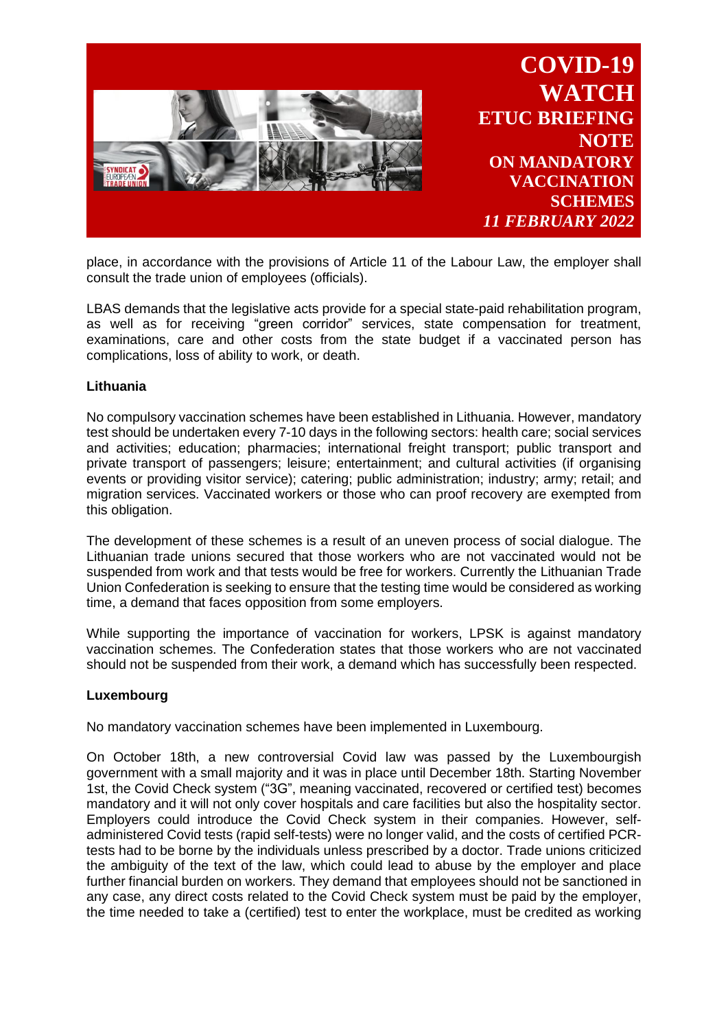place, in accordance with the provisions of Article 11 of the Labour Law, the employer shall consult the trade union of employees (officials).

LBAS demands that the legislative acts provide for a special state-paid rehabilitation program, as well as for receiving "green corridor" services, state compensation for treatment, examinations, care and other costs from the state budget if a vaccinated person has complications, loss of ability to work, or death.

**Lithuania**

No compulsory vaccination schemes have been established in Lithuania. However, mandatory test should be undertaken every 7-10 days in the following sectors: health care; social services and activities; education; pharmacies; international freight transport; public transport and private transport of passengers; leisure; entertainment; and cultural activities (if organising events or providing visitor service); catering; public administration; industry; army; retail; and migration services. Vaccinated workers or those who can proof recovery are exempted from this obligation.

The development of these schemes is a result of an uneven process of social dialogue. The Lithuanian trade unions secured that those workers who are not vaccinated would not be suspended from work and that tests would be free for workers. Currently the Lithuanian Trade Union Confederation is seeking to ensure that the testing time would be considered as working time, a demand that faces opposition from some employers.

While supporting the importance of vaccination for workers, LPSK is against mandatory vaccination schemes. The Confederation states that those workers who are not vaccinated should not be suspended from their work, a demand which has successfully been respected.

**Luxembourg**

No mandatory vaccination schemes have been implemented in Luxembourg.

On October 18th, a new controversial Covid law was passed by the Luxembourgish government with a small majority and it was in place until December 18th. Starting November 1st, the Covid Check system ("3G", meaning vaccinated, recovered or certified test) becomes mandatory and it will not only cover hospitals and care facilities but also the hospitality sector. Employers could introduce the Covid Check system in their companies. However, self-administered Covid tests (rapid self-tests) were no longer valid, and the costs of certified PCR-tests had to be borne by the individuals unless prescribed by a doctor. Trade unions criticized the ambiguity of the text of the law, which could lead to abuse by the employer and place further financial burden on workers. They demand that employees should not be sanctioned in any case, any direct costs related to the Covid Check system must be paid by the employer, the time needed to take a (certified) test to enter the workplace, must be credited as working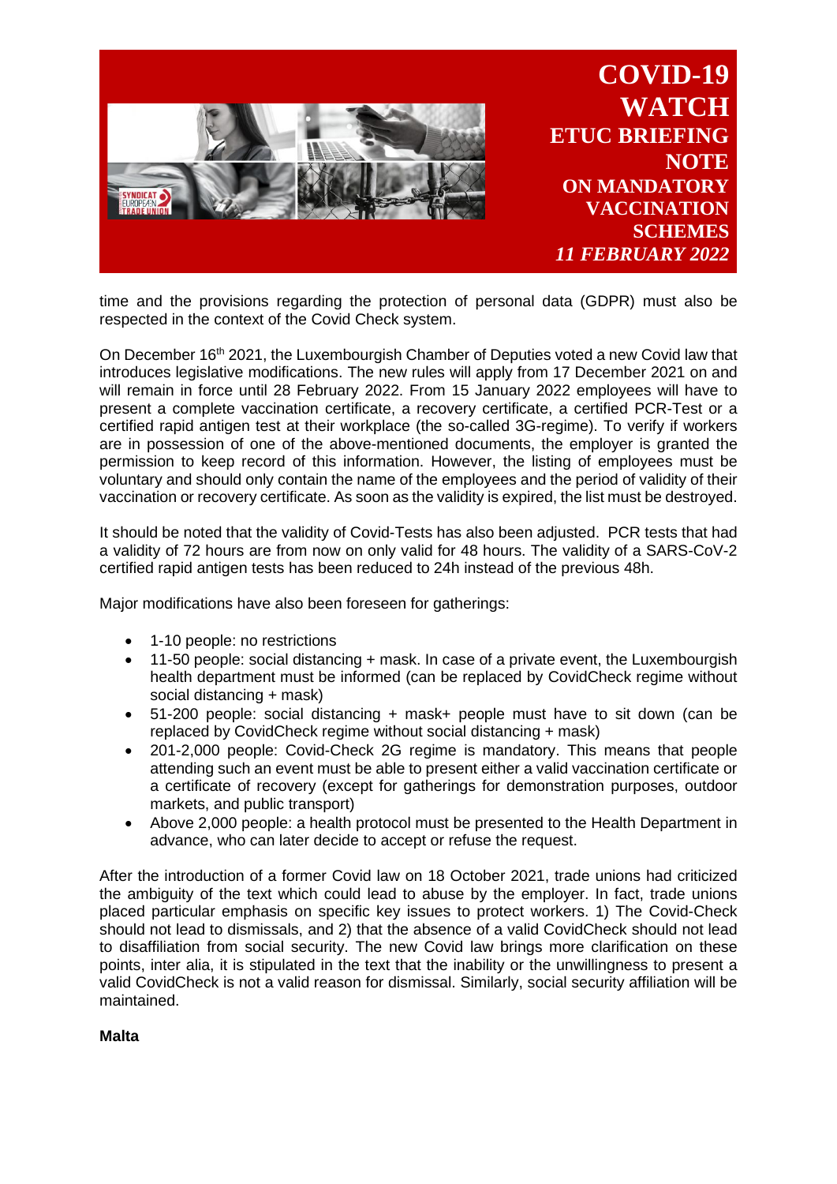time and the provisions regarding the protection of personal data (GDPR) must also be respected in the context of the Covid Check system.

On December 16th 2021, the Luxembourgish Chamber of Deputies voted a new Covid law that introduces legislative modifications. The new rules will apply from 17 December 2021 on and will remain in force until 28 February 2022. From 15 January 2022 employees will have to present a complete vaccination certificate, a recovery certificate, a certified PCR-Test or a certified rapid antigen test at their workplace (the so-called 3G-regime). To verify if workers are in possession of one of the above-mentioned documents, the employer is granted the permission to keep record of this information. However, the listing of employees must be voluntary and should only contain the name of the employees and the period of validity of their vaccination or recovery certificate. As soon as the validity is expired, the list must be destroyed.

It should be noted that the validity of Covid-Tests has also been adjusted. PCR tests that had a validity of 72 hours are from now on only valid for 48 hours. The validity of a SARS-CoV-2 certified rapid antigen tests has been reduced to 24h instead of the previous 48h.

Major modifications have also been foreseen for gatherings:

- 1-10 people: no restrictions
- 11-50 people: social distancing + mask. In case of a private event, the Luxembourgish health department must be informed (can be replaced by CovidCheck regime without social distancing + mask)
- 51-200 people: social distancing + mask+ people must have to sit down (can be replaced by CovidCheck regime without social distancing + mask)
- 201-2,000 people: Covid-Check 2G regime is mandatory. This means that people attending such an event must be able to present either a valid vaccination certificate or a certificate of recovery (except for gatherings for demonstration purposes, outdoor markets, and public transport)
- Above 2,000 people: a health protocol must be presented to the Health Department in advance, who can later decide to accept or refuse the request.

After the introduction of a former Covid law on 18 October 2021, trade unions had criticized the ambiguity of the text which could lead to abuse by the employer. In fact, trade unions placed particular emphasis on specific key issues to protect workers. 1) The Covid-Check should not lead to dismissals, and 2) that the absence of a valid CovidCheck should not lead to disaffiliation from social security. The new Covid law brings more clarification on these points, inter alia, it is stipulated in the text that the inability or the unwillingness to present a valid CovidCheck is not a valid reason for dismissal. Similarly, social security affiliation will be maintained.

**Malta**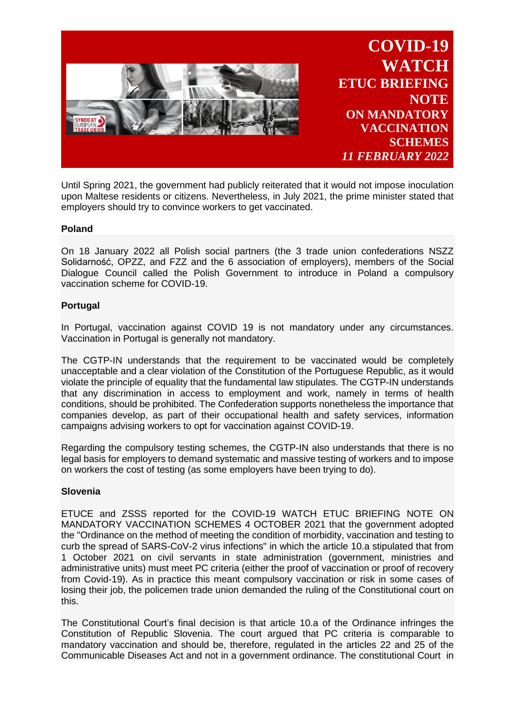Until Spring 2021, the government had publicly reiterated that it would not impose inoculation upon Maltese residents or citizens. Nevertheless, in July 2021, the prime minister stated that employers should try to convince workers to get vaccinated.

**Poland**

On 18 January 2022 all Polish social partners (the 3 trade union confederations NSZZ Solidarność, OPZZ, and FZZ and the 6 association of employers), members of the Social Dialogue Council called the Polish Government to introduce in Poland a compulsory vaccination scheme for COVID-19.

**Portugal**

In Portugal, vaccination against COVID 19 is not mandatory under any circumstances. Vaccination in Portugal is generally not mandatory.

The CGTP-IN understands that the requirement to be vaccinated would be completely unacceptable and a clear violation of the Constitution of the Portuguese Republic, as it would violate the principle of equality that the fundamental law stipulates. The CGTP-IN understands that any discrimination in access to employment and work, namely in terms of health conditions, should be prohibited. The Confederation supports nonetheless the importance that companies develop, as part of their occupational health and safety services, information campaigns advising workers to opt for vaccination against COVID-19.

Regarding the compulsory testing schemes, the CGTP-IN also understands that there is no legal basis for employers to demand systematic and massive testing of workers and to impose on workers the cost of testing (as some employers have been trying to do).

**Slovenia**

ETUCE and ZSSS reported for the COVID-19 WATCH ETUC BRIEFING NOTE ON MANDATORY VACCINATION SCHEMES 4 OCTOBER 2021 that the government adopted the "Ordinance on the method of meeting the condition of morbidity, vaccination and testing to curb the spread of SARS-CoV-2 virus infections" in which the article 10.a stipulated that from 1 October 2021 on civil servants in state administration (government, ministries and administrative units) must meet PC criteria (either the proof of vaccination or proof of recovery from Covid-19). As in practice this meant compulsory vaccination or risk in some cases of losing their job, the policemen trade union demanded the ruling of the Constitutional court on this.

The Constitutional Court's final decision is that article 10.a of the Ordinance infringes the Constitution of Republic Slovenia. The court argued that PC criteria is comparable to mandatory vaccination and should be, therefore, regulated in the articles 22 and 25 of the Communicable Diseases Act and not in a government ordinance. The constitutional Court in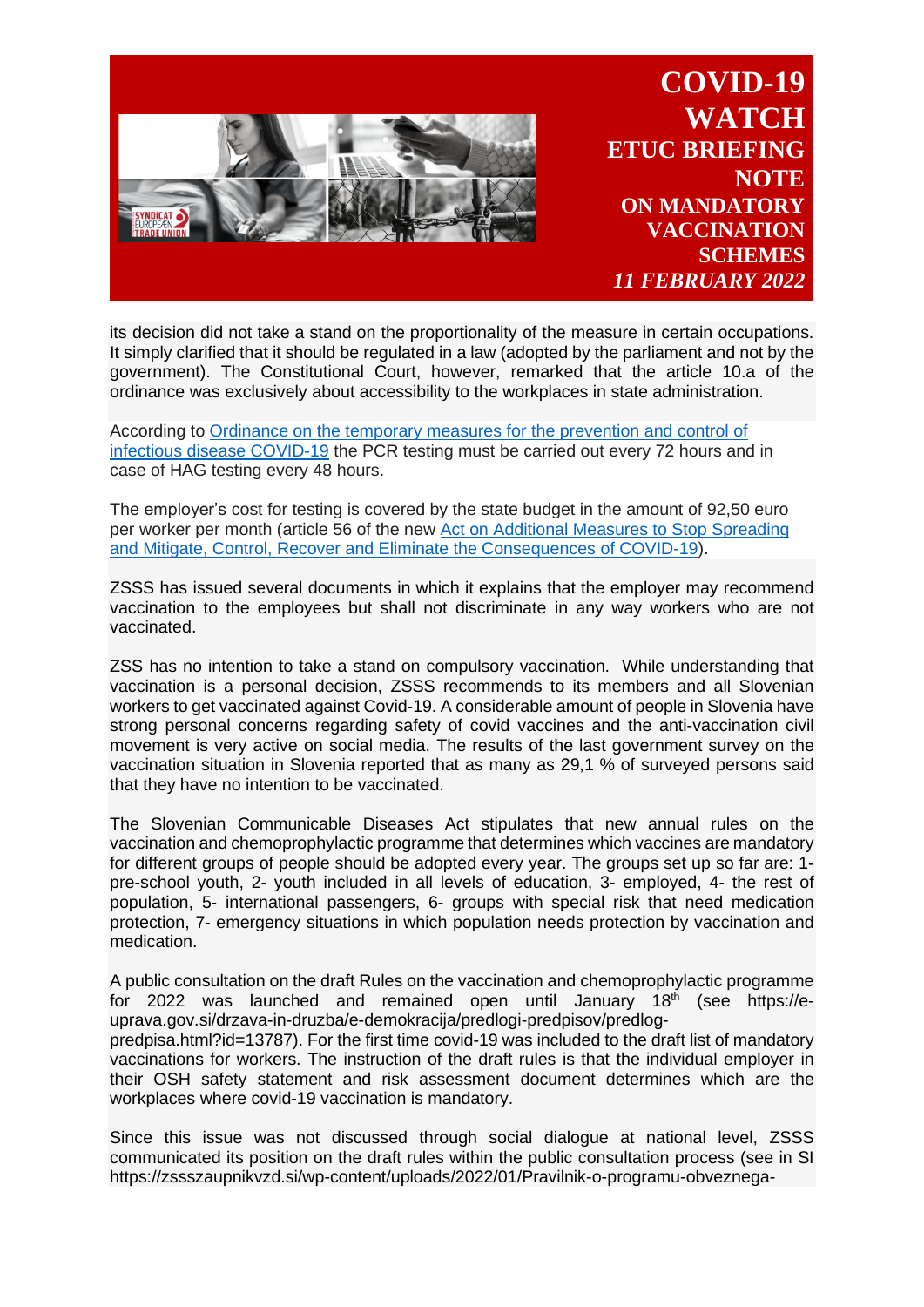its decision did not take a stand on the proportionality of the measure in certain occupations. It simply clarified that it should be regulated in a law (adopted by the parliament and not by the government). The Constitutional Court, however, remarked that the article 10.a of the ordinance was exclusively about accessibility to the workplaces in state administration.

According to [Ordinance on the temporary measures for the prevention and control of infectious disease COVID-19]() the PCR testing must be carried out every 72 hours and in case of HAG testing every 48 hours.

The employer's cost for testing is covered by the state budget in the amount of 92,50 euro per worker per month (article 56 of the new [Act on Additional Measures to Stop Spreading and Mitigate, Control, Recover and Eliminate the Consequences of COVID-19]()).

ZSSS has issued several documents in which it explains that the employer may recommend vaccination to the employees but shall not discriminate in any way workers who are not vaccinated.

ZSS has no intention to take a stand on compulsory vaccination. While understanding that vaccination is a personal decision, ZSSS recommends to its members and all Slovenian workers to get vaccinated against Covid-19. A considerable amount of people in Slovenia have strong personal concerns regarding safety of covid vaccines and the anti-vaccination civil movement is very active on social media. The results of the last government survey on the vaccination situation in Slovenia reported that as many as 29,1 % of surveyed persons said that they have no intention to be vaccinated.

The Slovenian Communicable Diseases Act stipulates that new annual rules on the vaccination and chemoprophylactic programme that determines which vaccines are mandatory for different groups of people should be adopted every year. The groups set up so far are: 1- pre-school youth, 2- youth included in all levels of education, 3- employed, 4- the rest of population, 5- international passengers, 6- groups with special risk that need medication protection, 7- emergency situations in which population needs protection by vaccination and medication.

A public consultation on the draft Rules on the vaccination and chemoprophylactic programme for 2022 was launched and remained open until January 18th (see https://e-uprava.gov.si/drzava-in-druzba/e-demokracija/predlogi-predpisov/predlog-predpisa.html?id=13787). For the first time covid-19 was included to the draft list of mandatory vaccinations for workers. The instruction of the draft rules is that the individual employer in their OSH safety statement and risk assessment document determines which are the workplaces where covid-19 vaccination is mandatory.

Since this issue was not discussed through social dialogue at national level, ZSSS communicated its position on the draft rules within the public consultation process (see in SI https://zssszaupnikvzd.si/wp-content/uploads/2022/01/Pravilnik-o-programu-obveznega-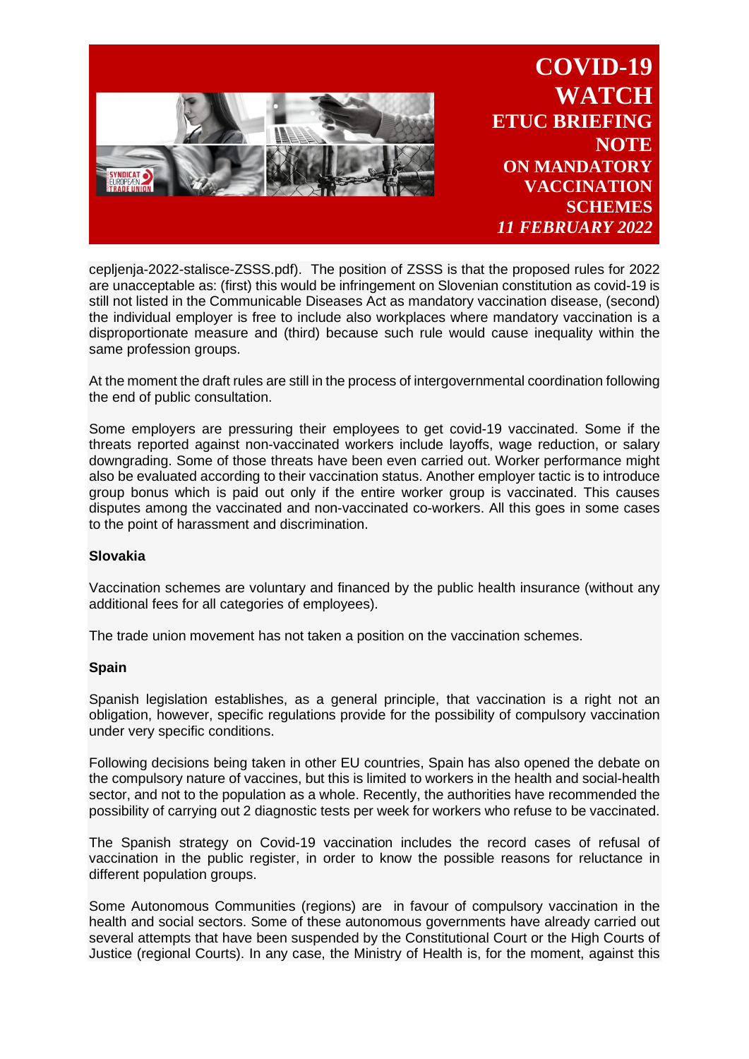cepljenja-2022-stalisce-ZSSS.pdf). The position of ZSSS is that the proposed rules for 2022 are unacceptable as: (first) this would be infringement on Slovenian constitution as covid-19 is still not listed in the Communicable Diseases Act as mandatory vaccination disease, (second) the individual employer is free to include also workplaces where mandatory vaccination is a disproportionate measure and (third) because such rule would cause inequality within the same profession groups.

At the moment the draft rules are still in the process of intergovernmental coordination following the end of public consultation.

Some employers are pressuring their employees to get covid-19 vaccinated. Some if the threats reported against non-vaccinated workers include layoffs, wage reduction, or salary downgrading. Some of those threats have been even carried out. Worker performance might also be evaluated according to their vaccination status. Another employer tactic is to introduce group bonus which is paid out only if the entire worker group is vaccinated. This causes disputes among the vaccinated and non-vaccinated co-workers. All this goes in some cases to the point of harassment and discrimination.

**Slovakia**

Vaccination schemes are voluntary and financed by the public health insurance (without any additional fees for all categories of employees).

The trade union movement has not taken a position on the vaccination schemes.

**Spain**

Spanish legislation establishes, as a general principle, that vaccination is a right not an obligation, however, specific regulations provide for the possibility of compulsory vaccination under very specific conditions.

Following decisions being taken in other EU countries, Spain has also opened the debate on the compulsory nature of vaccines, but this is limited to workers in the health and social-health sector, and not to the population as a whole. Recently, the authorities have recommended the possibility of carrying out 2 diagnostic tests per week for workers who refuse to be vaccinated.

The Spanish strategy on Covid-19 vaccination includes the record cases of refusal of vaccination in the public register, in order to know the possible reasons for reluctance in different population groups.

Some Autonomous Communities (regions) are in favour of compulsory vaccination in the health and social sectors. Some of these autonomous governments have already carried out several attempts that have been suspended by the Constitutional Court or the High Courts of Justice (regional Courts). In any case, the Ministry of Health is, for the moment, against this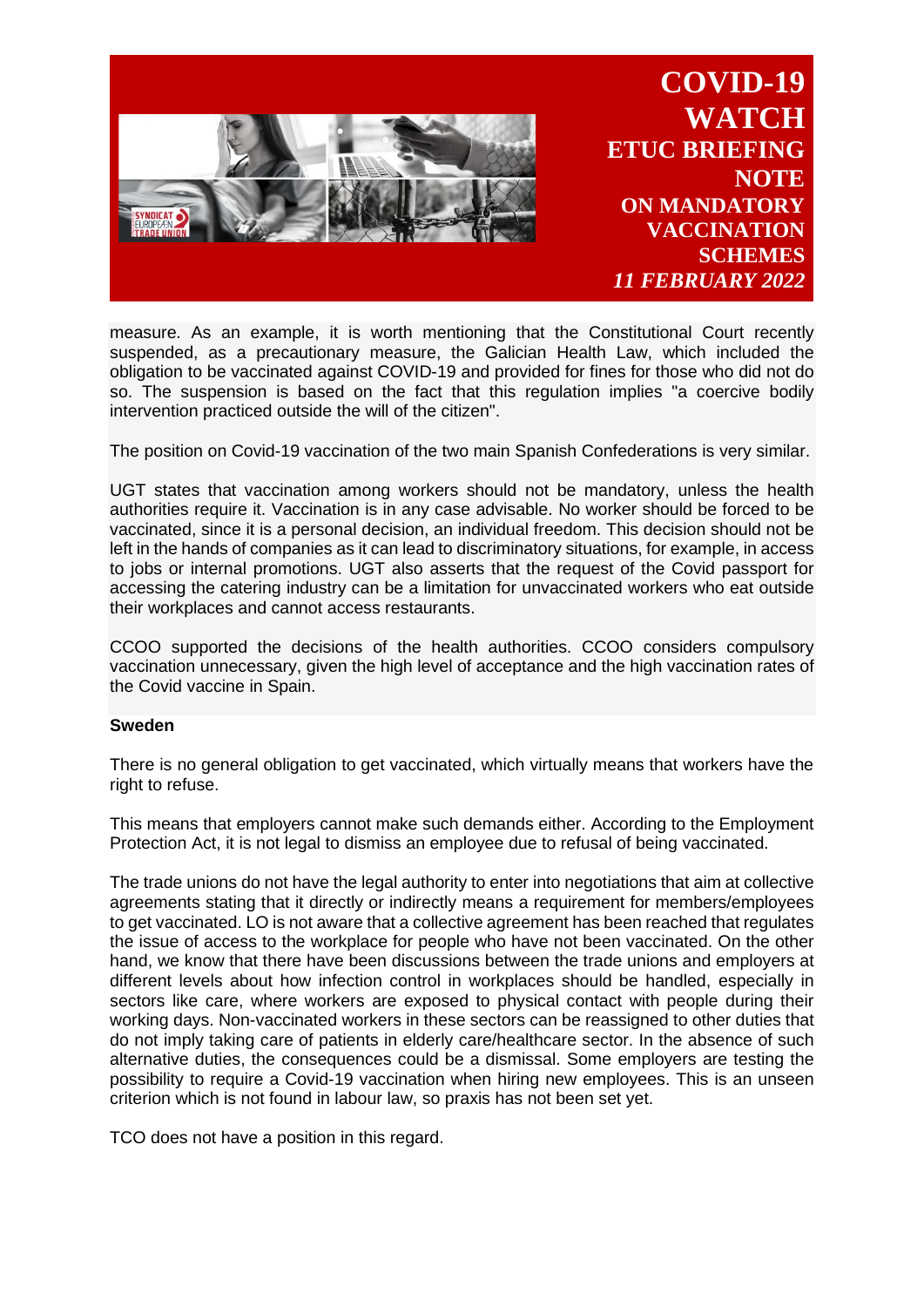measure. As an example, it is worth mentioning that the Constitutional Court recently suspended, as a precautionary measure, the Galician Health Law, which included the obligation to be vaccinated against COVID-19 and provided for fines for those who did not do so. The suspension is based on the fact that this regulation implies "a coercive bodily intervention practiced outside the will of the citizen".

The position on Covid-19 vaccination of the two main Spanish Confederations is very similar.

UGT states that vaccination among workers should not be mandatory, unless the health authorities require it. Vaccination is in any case advisable. No worker should be forced to be vaccinated, since it is a personal decision, an individual freedom. This decision should not be left in the hands of companies as it can lead to discriminatory situations, for example, in access to jobs or internal promotions. UGT also asserts that the request of the Covid passport for accessing the catering industry can be a limitation for unvaccinated workers who eat outside their workplaces and cannot access restaurants.

CCOO supported the decisions of the health authorities. CCOO considers compulsory vaccination unnecessary, given the high level of acceptance and the high vaccination rates of the Covid vaccine in Spain.

**Sweden**

There is no general obligation to get vaccinated, which virtually means that workers have the right to refuse.

This means that employers cannot make such demands either. According to the Employment Protection Act, it is not legal to dismiss an employee due to refusal of being vaccinated.

The trade unions do not have the legal authority to enter into negotiations that aim at collective agreements stating that it directly or indirectly means a requirement for members/employees to get vaccinated. LO is not aware that a collective agreement has been reached that regulates the issue of access to the workplace for people who have not been vaccinated. On the other hand, we know that there have been discussions between the trade unions and employers at different levels about how infection control in workplaces should be handled, especially in sectors like care, where workers are exposed to physical contact with people during their working days. Non-vaccinated workers in these sectors can be reassigned to other duties that do not imply taking care of patients in elderly care/healthcare sector. In the absence of such alternative duties, the consequences could be a dismissal. Some employers are testing the possibility to require a Covid-19 vaccination when hiring new employees. This is an unseen criterion which is not found in labour law, so praxis has not been set yet.

TCO does not have a position in this regard.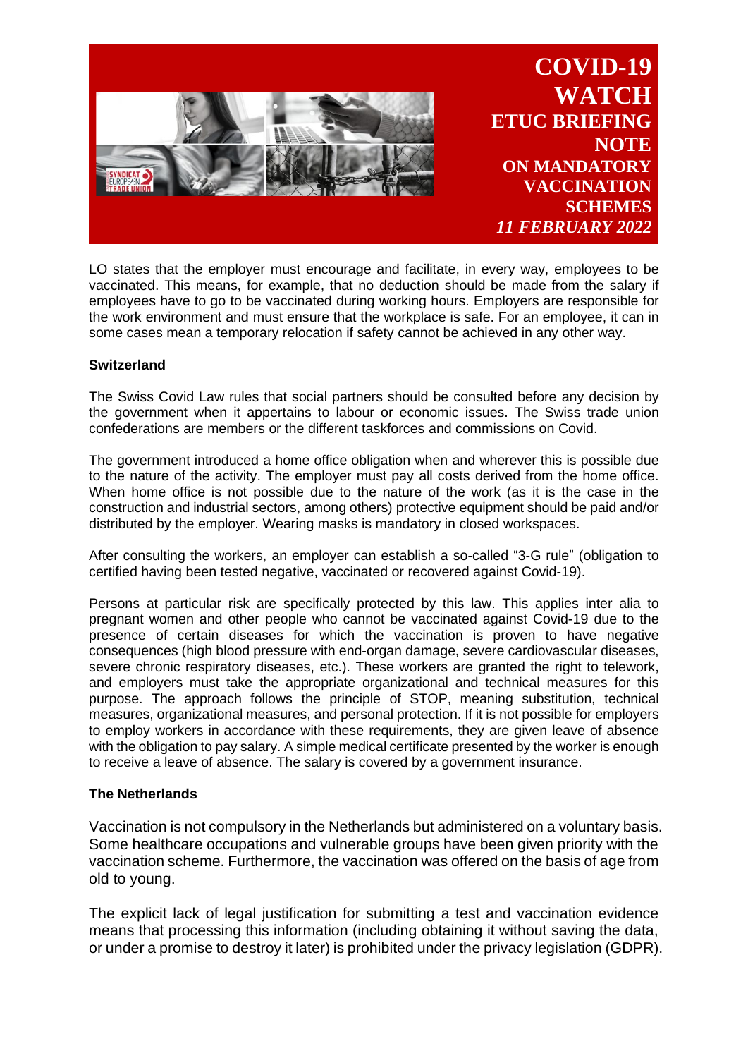LO states that the employer must encourage and facilitate, in every way, employees to be vaccinated. This means, for example, that no deduction should be made from the salary if employees have to go to be vaccinated during working hours. Employers are responsible for the work environment and must ensure that the workplace is safe. For an employee, it can in some cases mean a temporary relocation if safety cannot be achieved in any other way.

**Switzerland**

The Swiss Covid Law rules that social partners should be consulted before any decision by the government when it appertains to labour or economic issues. The Swiss trade union confederations are members or the different taskforces and commissions on Covid.

The government introduced a home office obligation when and wherever this is possible due to the nature of the activity. The employer must pay all costs derived from the home office. When home office is not possible due to the nature of the work (as it is the case in the construction and industrial sectors, among others) protective equipment should be paid and/or distributed by the employer. Wearing masks is mandatory in closed workspaces.

After consulting the workers, an employer can establish a so-called "3-G rule" (obligation to certified having been tested negative, vaccinated or recovered against Covid-19).

Persons at particular risk are specifically protected by this law. This applies inter alia to pregnant women and other people who cannot be vaccinated against Covid-19 due to the presence of certain diseases for which the vaccination is proven to have negative consequences (high blood pressure with end-organ damage, severe cardiovascular diseases, severe chronic respiratory diseases, etc.). These workers are granted the right to telework, and employers must take the appropriate organizational and technical measures for this purpose. The approach follows the principle of STOP, meaning substitution, technical measures, organizational measures, and personal protection. If it is not possible for employers to employ workers in accordance with these requirements, they are given leave of absence with the obligation to pay salary. A simple medical certificate presented by the worker is enough to receive a leave of absence. The salary is covered by a government insurance.

**The Netherlands**

Vaccination is not compulsory in the Netherlands but administered on a voluntary basis. Some healthcare occupations and vulnerable groups have been given priority with the vaccination scheme. Furthermore, the vaccination was offered on the basis of age from old to young.

The explicit lack of legal justification for submitting a test and vaccination evidence means that processing this information (including obtaining it without saving the data, or under a promise to destroy it later) is prohibited under the privacy legislation (GDPR).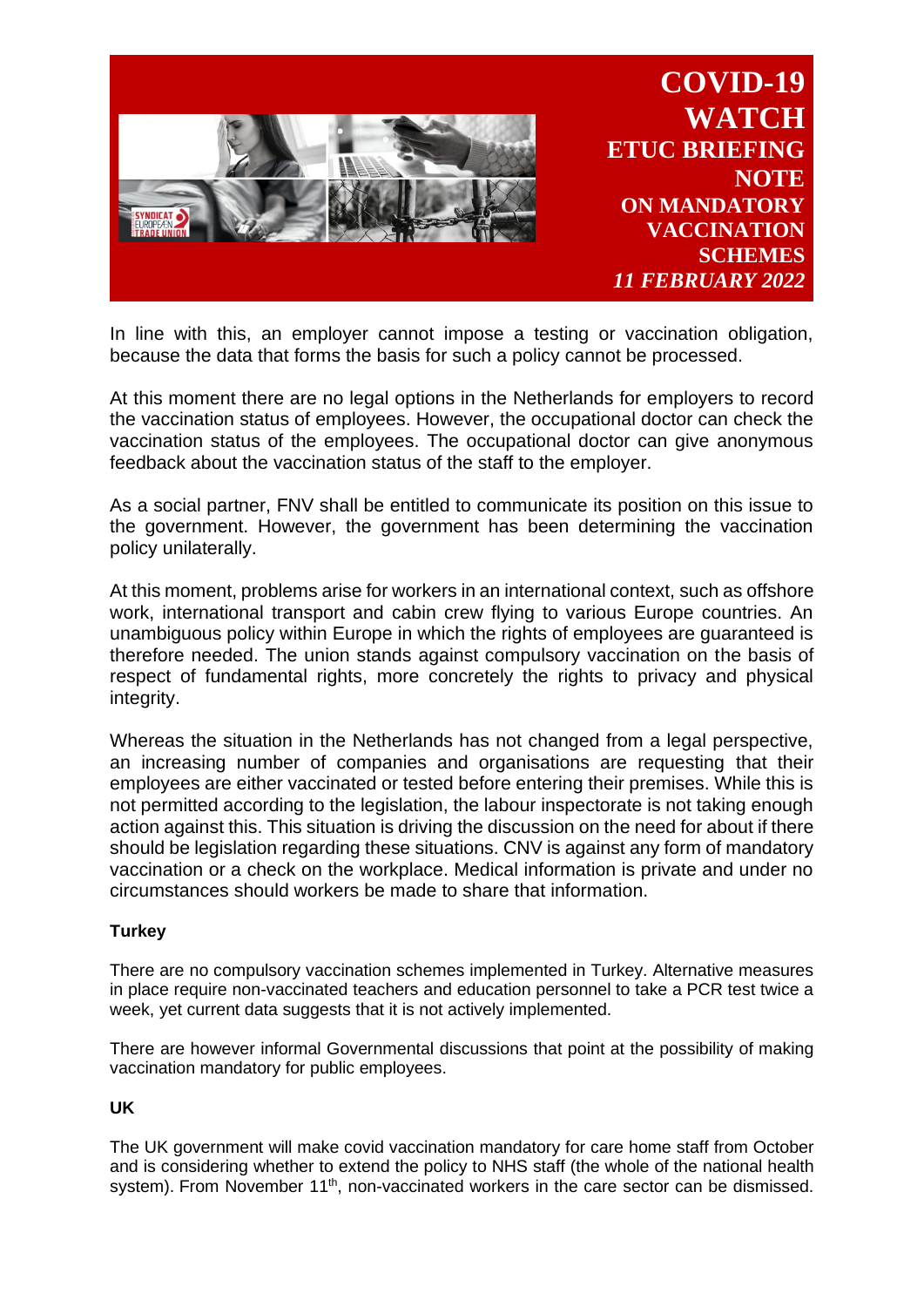In line with this, an employer cannot impose a testing or vaccination obligation, because the data that forms the basis for such a policy cannot be processed.

At this moment there are no legal options in the Netherlands for employers to record the vaccination status of employees. However, the occupational doctor can check the vaccination status of the employees. The occupational doctor can give anonymous feedback about the vaccination status of the staff to the employer.

As a social partner, FNV shall be entitled to communicate its position on this issue to the government. However, the government has been determining the vaccination policy unilaterally.

At this moment, problems arise for workers in an international context, such as offshore work, international transport and cabin crew flying to various Europe countries. An unambiguous policy within Europe in which the rights of employees are guaranteed is therefore needed. The union stands against compulsory vaccination on the basis of respect of fundamental rights, more concretely the rights to privacy and physical integrity.

Whereas the situation in the Netherlands has not changed from a legal perspective, an increasing number of companies and organisations are requesting that their employees are either vaccinated or tested before entering their premises. While this is not permitted according to the legislation, the labour inspectorate is not taking enough action against this. This situation is driving the discussion on the need for about if there should be legislation regarding these situations. CNV is against any form of mandatory vaccination or a check on the workplace. Medical information is private and under no circumstances should workers be made to share that information.

**Turkey**

There are no compulsory vaccination schemes implemented in Turkey. Alternative measures in place require non-vaccinated teachers and education personnel to take a PCR test twice a week, yet current data suggests that it is not actively implemented.

There are however informal Governmental discussions that point at the possibility of making vaccination mandatory for public employees.

**UK**

The UK government will make covid vaccination mandatory for care home staff from October and is considering whether to extend the policy to NHS staff (the whole of the national health system). From November 11th, non-vaccinated workers in the care sector can be dismissed.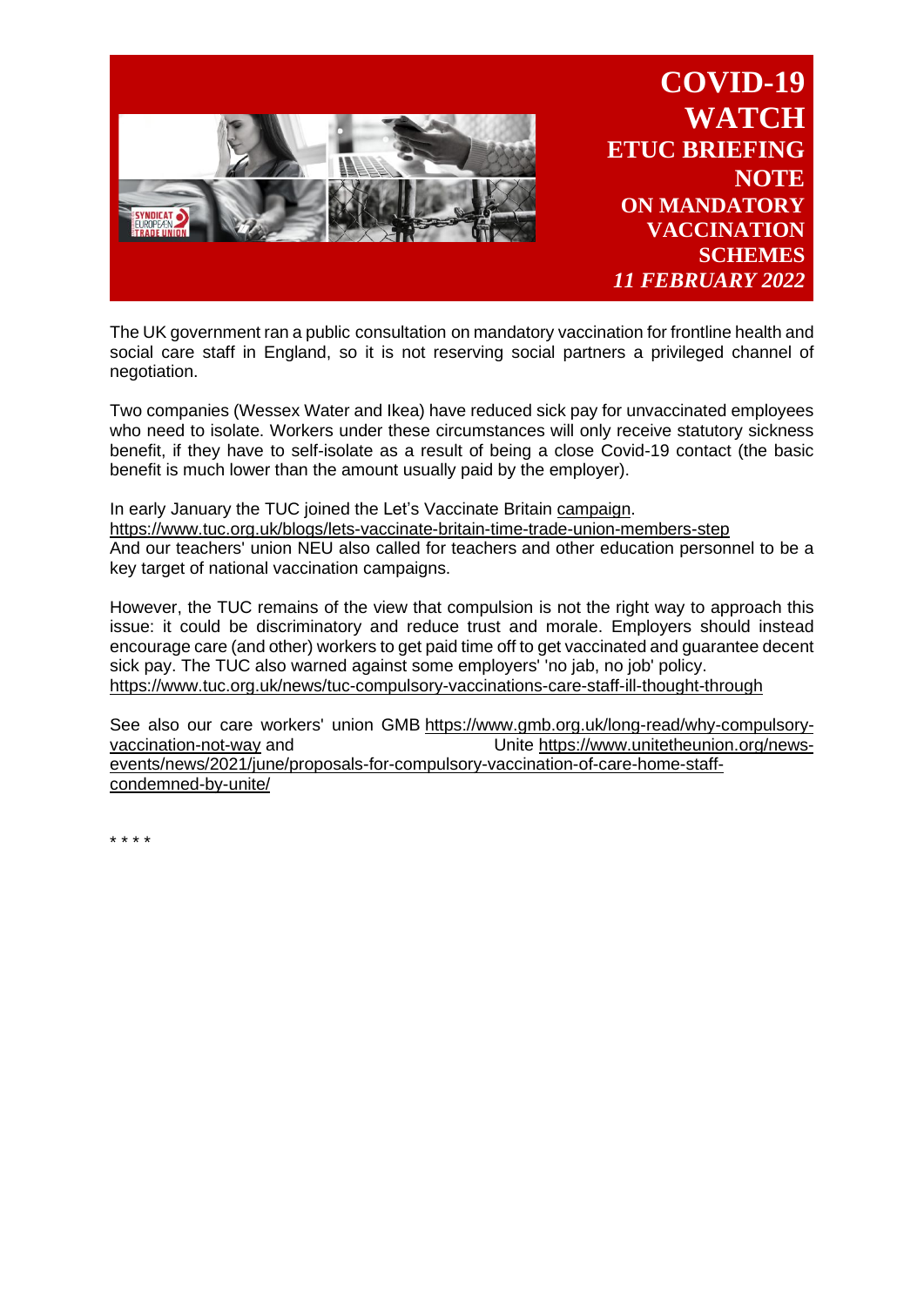# COVID-19 WATCH

## ETUC BRIEFING NOTE ON MANDATORY VACCINATION SCHEMES

*11 FEBRUARY 2022*

The UK government ran a public consultation on mandatory vaccination for frontline health and social care staff in England, so it is not reserving social partners a privileged channel of negotiation.

Two companies (Wessex Water and Ikea) have reduced sick pay for unvaccinated employees who need to isolate. Workers under these circumstances will only receive statutory sickness benefit, if they have to self-isolate as a result of being a close Covid-19 contact (the basic benefit is much lower than the amount usually paid by the employer).

In early January the TUC joined the Let's Vaccinate Britain campaign.
https://www.tuc.org.uk/blogs/lets-vaccinate-britain-time-trade-union-members-step
And our teachers' union NEU also called for teachers and other education personnel to be a key target of national vaccination campaigns.

However, the TUC remains of the view that compulsion is not the right way to approach this issue: it could be discriminatory and reduce trust and morale. Employers should instead encourage care (and other) workers to get paid time off to get vaccinated and guarantee decent sick pay. The TUC also warned against some employers' 'no jab, no job' policy.
https://www.tuc.org.uk/news/tuc-compulsory-vaccinations-care-staff-ill-thought-through

See also our care workers' union GMB https://www.gmb.org.uk/long-read/why-compulsory-vaccination-not-way and Unite https://www.unitetheunion.org/news-events/news/2021/june/proposals-for-compulsory-vaccination-of-care-home-staff-condemned-by-unite/

* * * *